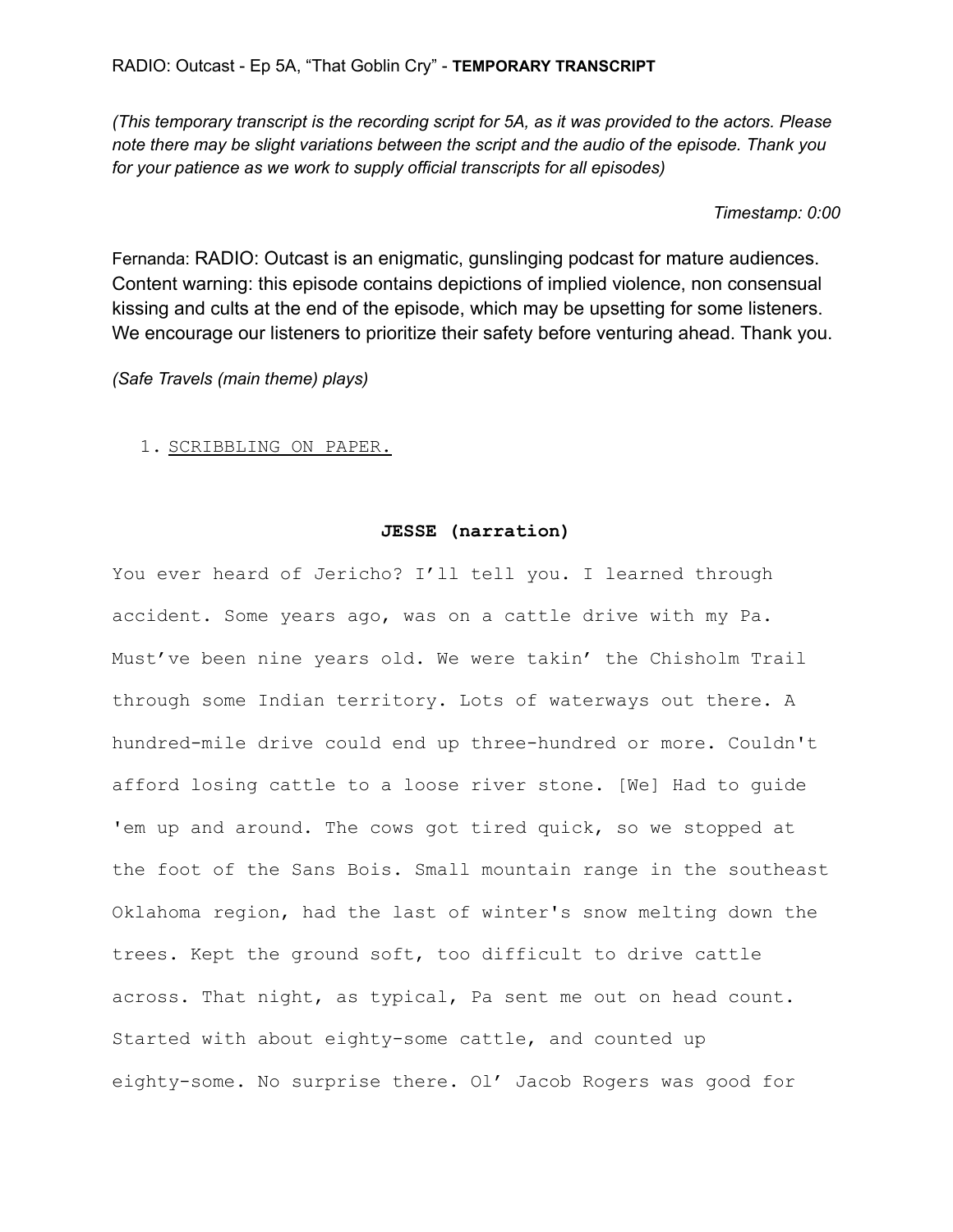RADIO: Outcast - Ep 5A, “That Goblin Cry” - **TEMPORARY TRANSCRIPT**

*(This temporary transcript is the recording script for 5A, as it was provided to the actors. Please note there may be slight variations between the script and the audio of the episode. Thank you for your patience as we work to supply official transcripts for all episodes)*

*Timestamp: 0:00*

Fernanda: RADIO: Outcast is an enigmatic, gunslinging podcast for mature audiences. Content warning: this episode contains depictions of implied violence, non consensual kissing and cults at the end of the episode, which may be upsetting for some listeners. We encourage our listeners to prioritize their safety before venturing ahead. Thank you.

*(Safe Travels (main theme) plays)*

1. SCRIBBLING ON PAPER.

**JESSE (narration)**

You ever heard of Jericho? I’ll tell you. I learned through accident. Some years ago, was on a cattle drive with my Pa. Must’ve been nine years old. We were takin’ the Chisholm Trail through some Indian territory. Lots of waterways out there. A hundred-mile drive could end up three-hundred or more. Couldn't afford losing cattle to a loose river stone. [We] Had to guide 'em up and around. The cows got tired quick, so we stopped at the foot of the Sans Bois. Small mountain range in the southeast Oklahoma region, had the last of winter's snow melting down the trees. Kept the ground soft, too difficult to drive cattle across. That night, as typical, Pa sent me out on head count. Started with about eighty-some cattle, and counted up eighty-some. No surprise there. Ol’ Jacob Rogers was good for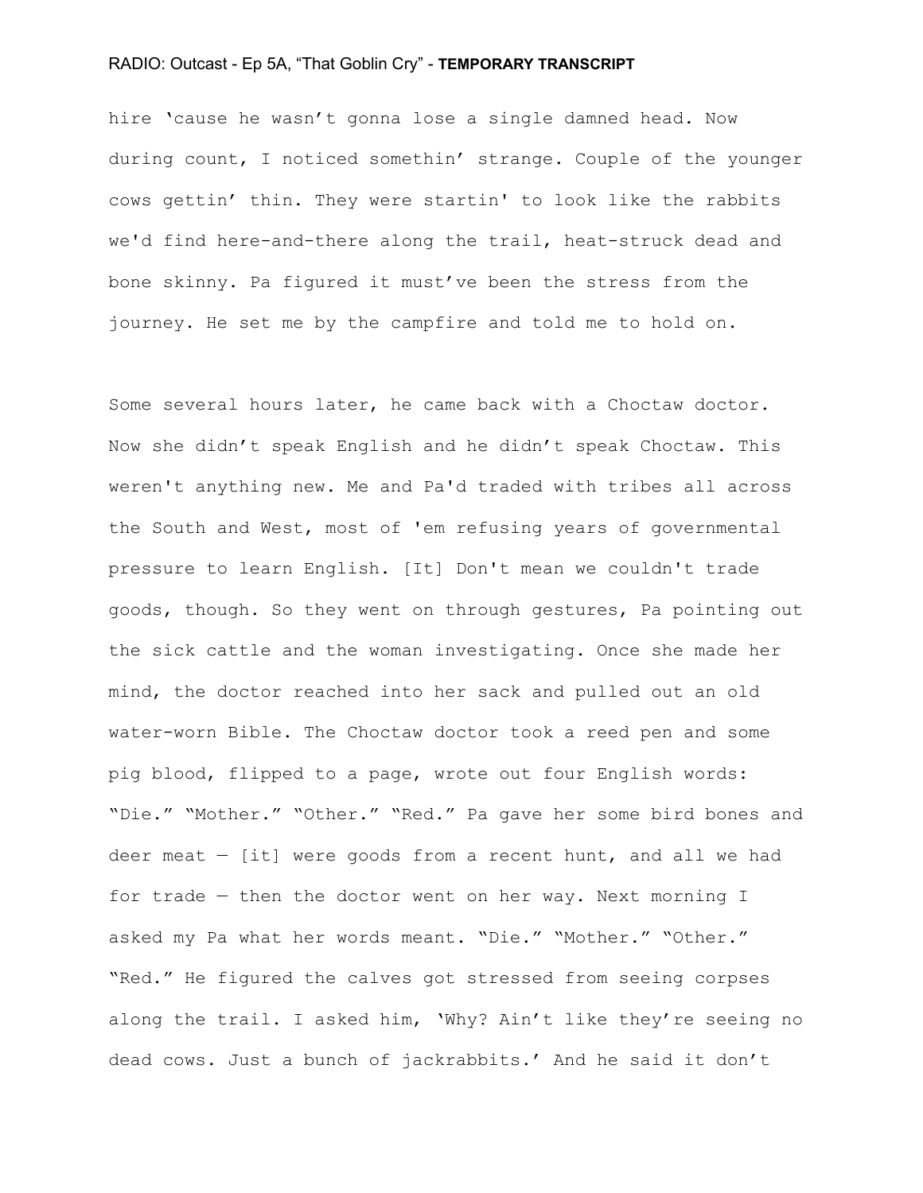hire 'cause he wasn't gonna lose a single damned head. Now during count, I noticed somethin' strange. Couple of the younger cows gettin' thin. They were startin' to look like the rabbits we'd find here-and-there along the trail, heat-struck dead and bone skinny. Pa figured it must've been the stress from the journey. He set me by the campfire and told me to hold on.

Some several hours later, he came back with a Choctaw doctor. Now she didn't speak English and he didn't speak Choctaw. This weren't anything new. Me and Pa'd traded with tribes all across the South and West, most of 'em refusing years of governmental pressure to learn English. [It] Don't mean we couldn't trade goods, though. So they went on through gestures, Pa pointing out the sick cattle and the woman investigating. Once she made her mind, the doctor reached into her sack and pulled out an old water-worn Bible. The Choctaw doctor took a reed pen and some pig blood, flipped to a page, wrote out four English words: "Die." "Mother." "Other." "Red." Pa gave her some bird bones and deer meat — [it] were goods from a recent hunt, and all we had for trade — then the doctor went on her way. Next morning I asked my Pa what her words meant. "Die." "Mother." "Other." "Red." He figured the calves got stressed from seeing corpses along the trail. I asked him, 'Why? Ain't like they're seeing no dead cows. Just a bunch of jackrabbits.' And he said it don't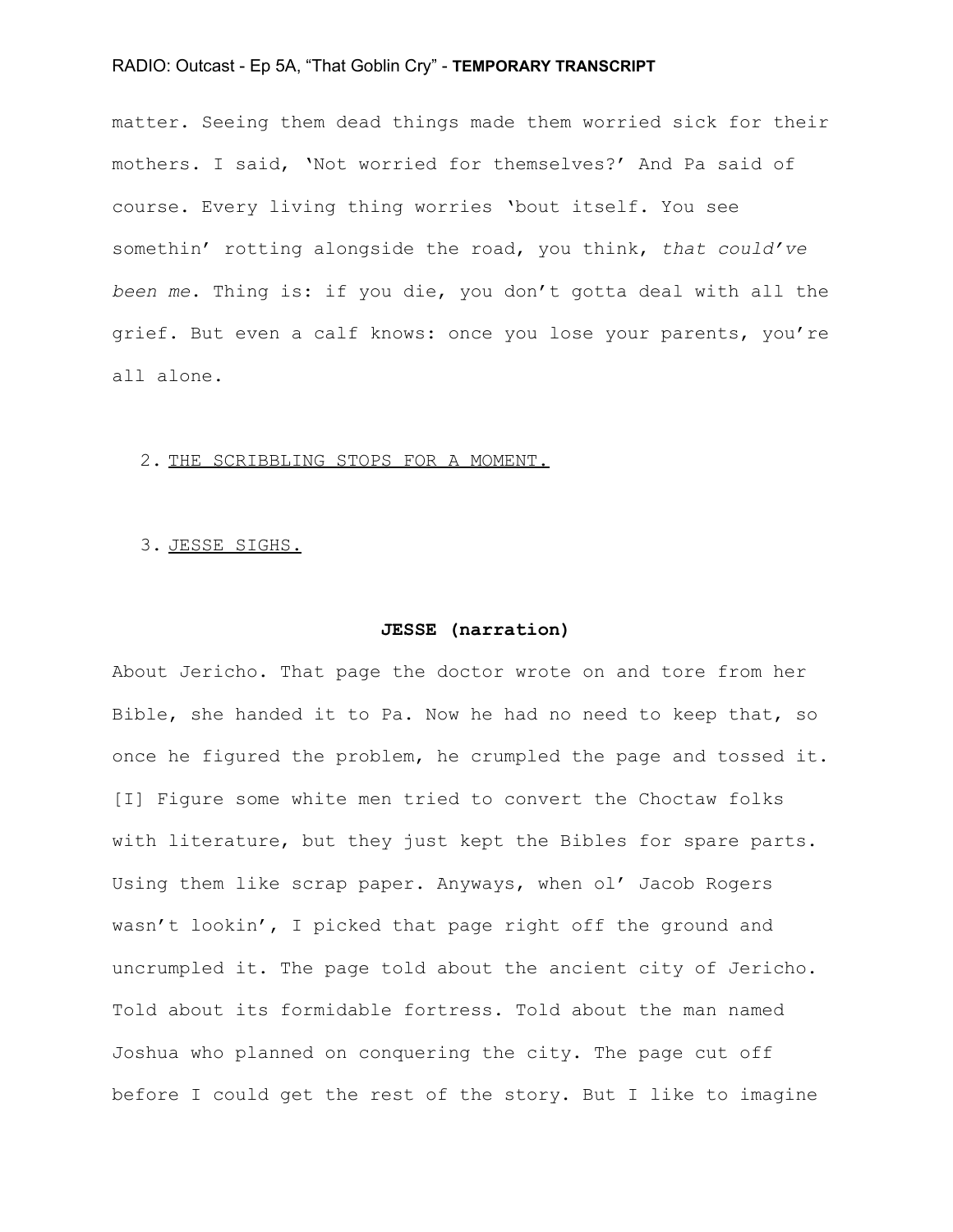matter. Seeing them dead things made them worried sick for their mothers. I said, ‘Not worried for themselves?’ And Pa said of course. Every living thing worries ‘bout itself. You see somethin’ rotting alongside the road, you think, *that could’ve been me*. Thing is: if you die, you don’t gotta deal with all the grief. But even a calf knows: once you lose your parents, you’re all alone.

2. <u>THE SCRIBBLING STOPS FOR A MOMENT.</u>

3. <u>JESSE SIGHS.</u>

**JESSE (narration)**

About Jericho. That page the doctor wrote on and tore from her Bible, she handed it to Pa. Now he had no need to keep that, so once he figured the problem, he crumpled the page and tossed it. [I] Figure some white men tried to convert the Choctaw folks with literature, but they just kept the Bibles for spare parts. Using them like scrap paper. Anyways, when ol’ Jacob Rogers wasn’t lookin’, I picked that page right off the ground and uncrumpled it. The page told about the ancient city of Jericho. Told about its formidable fortress. Told about the man named Joshua who planned on conquering the city. The page cut off before I could get the rest of the story. But I like to imagine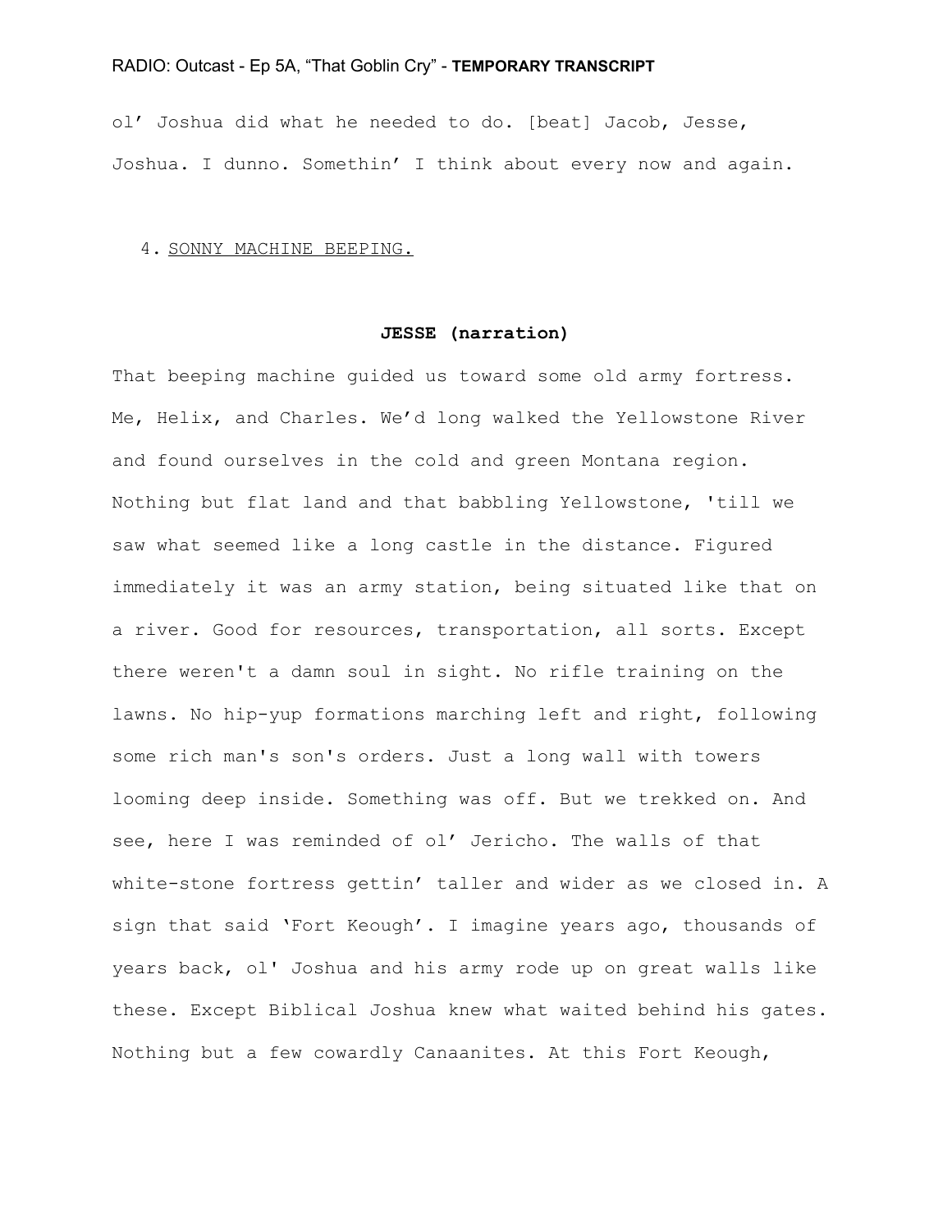ol' Joshua did what he needed to do. [beat] Jacob, Jesse, Joshua. I dunno. Somethin' I think about every now and again.

4. SONNY MACHINE BEEPING.

**JESSE (narration)**

That beeping machine guided us toward some old army fortress. Me, Helix, and Charles. We'd long walked the Yellowstone River and found ourselves in the cold and green Montana region. Nothing but flat land and that babbling Yellowstone, 'till we saw what seemed like a long castle in the distance. Figured immediately it was an army station, being situated like that on a river. Good for resources, transportation, all sorts. Except there weren't a damn soul in sight. No rifle training on the lawns. No hip-yup formations marching left and right, following some rich man's son's orders. Just a long wall with towers looming deep inside. Something was off. But we trekked on. And see, here I was reminded of ol' Jericho. The walls of that white-stone fortress gettin' taller and wider as we closed in. A sign that said 'Fort Keough'. I imagine years ago, thousands of years back, ol' Joshua and his army rode up on great walls like these. Except Biblical Joshua knew what waited behind his gates. Nothing but a few cowardly Canaanites. At this Fort Keough,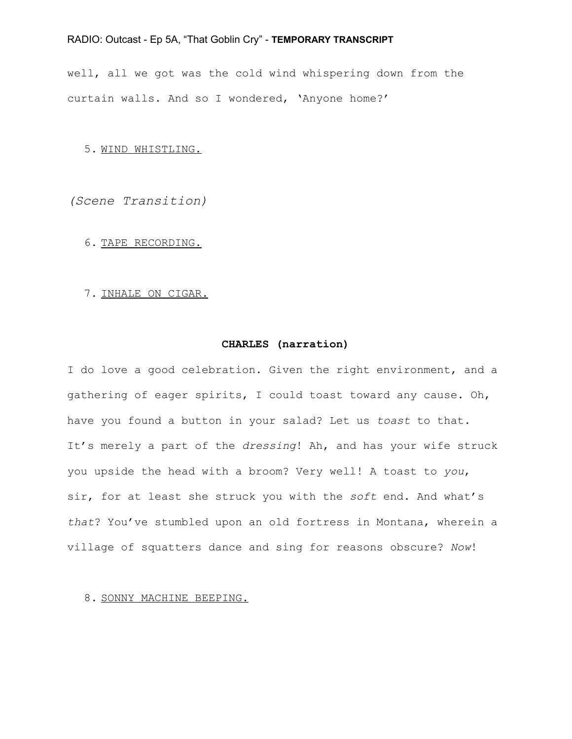well, all we got was the cold wind whispering down from the curtain walls. And so I wondered, 'Anyone home?'

5. WIND WHISTLING.

*(Scene Transition)*

6. TAPE RECORDING.

7. INHALE ON CIGAR.

**CHARLES (narration)**

I do love a good celebration. Given the right environment, and a gathering of eager spirits, I could toast toward any cause. Oh, have you found a button in your salad? Let us *toast* to that. It's merely a part of the *dressing*! Ah, and has your wife struck you upside the head with a broom? Very well! A toast to *you*, sir, for at least she struck you with the *soft* end. And what's *that*? You've stumbled upon an old fortress in Montana, wherein a village of squatters dance and sing for reasons obscure? *Now*!

8. SONNY MACHINE BEEPING.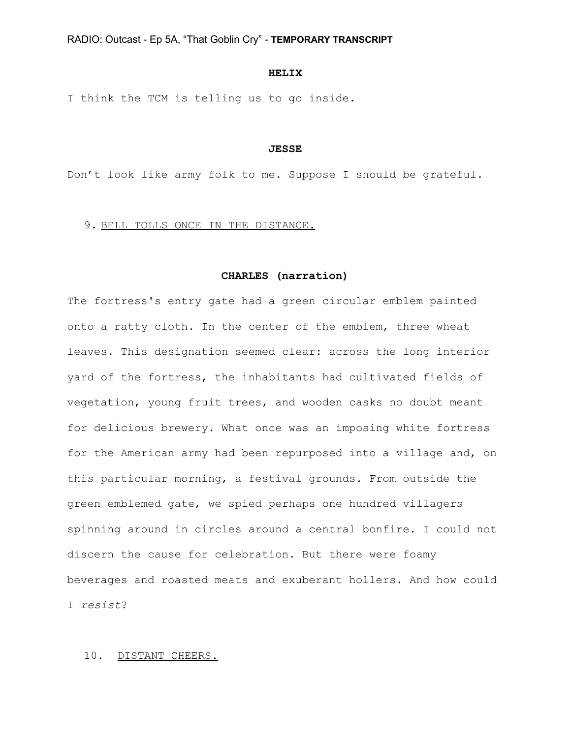**HELIX**

I think the TCM is telling us to go inside.

**JESSE**

Don't look like army folk to me. Suppose I should be grateful.

9. <u>BELL TOLLS ONCE IN THE DISTANCE.</u>

**CHARLES (narration)**

The fortress's entry gate had a green circular emblem painted onto a ratty cloth. In the center of the emblem, three wheat leaves. This designation seemed clear: across the long interior yard of the fortress, the inhabitants had cultivated fields of vegetation, young fruit trees, and wooden casks no doubt meant for delicious brewery. What once was an imposing white fortress for the American army had been repurposed into a village and, on this particular morning, a festival grounds. From outside the green emblemed gate, we spied perhaps one hundred villagers spinning around in circles around a central bonfire. I could not discern the cause for celebration. But there were foamy beverages and roasted meats and exuberant hollers. And how could I *resist*?

10. <u>DISTANT CHEERS.</u>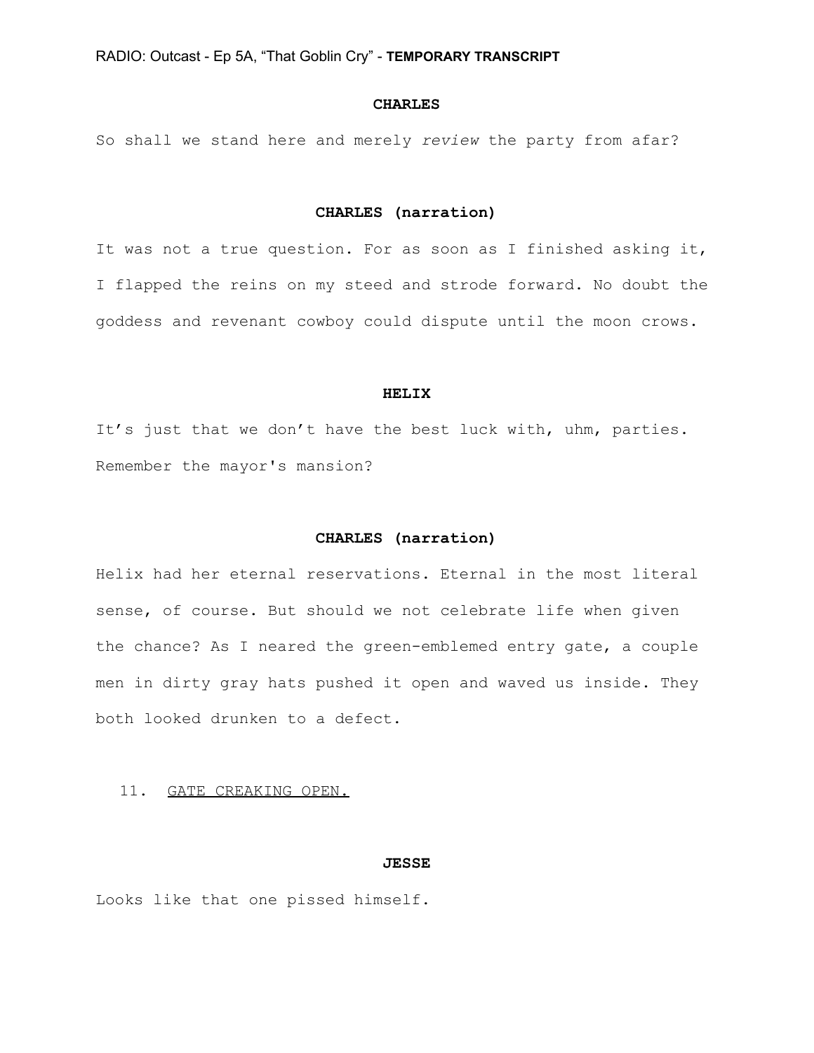**CHARLES**

So shall we stand here and merely *review* the party from afar?

**CHARLES (narration)**

It was not a true question. For as soon as I finished asking it, I flapped the reins on my steed and strode forward. No doubt the goddess and revenant cowboy could dispute until the moon crows.

**HELIX**

It's just that we don't have the best luck with, uhm, parties. Remember the mayor's mansion?

**CHARLES (narration)**

Helix had her eternal reservations. Eternal in the most literal sense, of course. But should we not celebrate life when given the chance? As I neared the green-emblemed entry gate, a couple men in dirty gray hats pushed it open and waved us inside. They both looked drunken to a defect.

11. <u>GATE CREAKING OPEN.</u>

**JESSE**

Looks like that one pissed himself.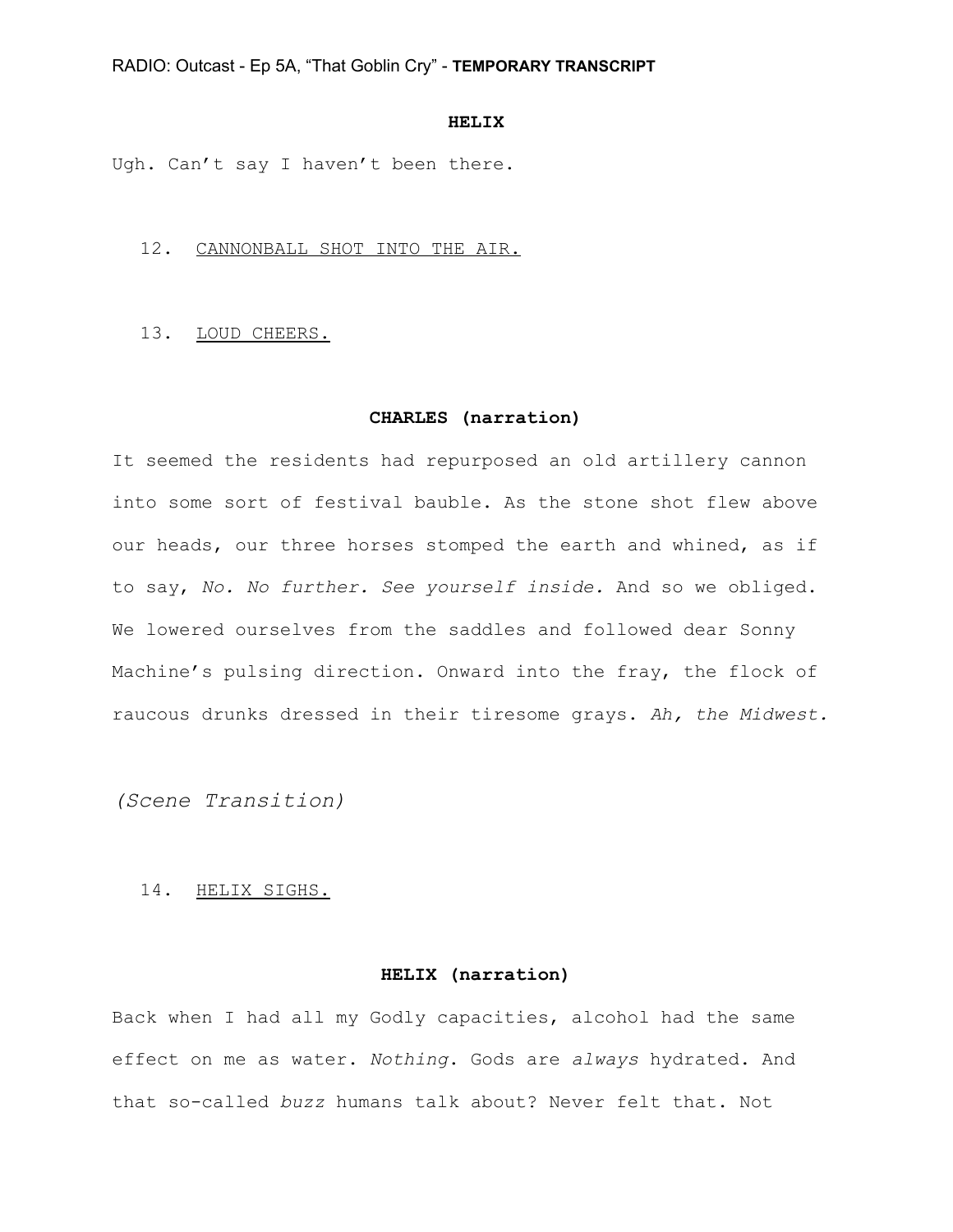**HELIX**

Ugh. Can't say I haven't been there.

12. <u>CANNONBALL SHOT INTO THE AIR.</u>

13. <u>LOUD CHEERS.</u>

**CHARLES (narration)**

It seemed the residents had repurposed an old artillery cannon into some sort of festival bauble. As the stone shot flew above our heads, our three horses stomped the earth and whined, as if to say, *No. No further. See yourself inside.* And so we obliged. We lowered ourselves from the saddles and followed dear Sonny Machine's pulsing direction. Onward into the fray, the flock of raucous drunks dressed in their tiresome grays. *Ah, the Midwest.*

*(Scene Transition)*

14. <u>HELIX SIGHS.</u>

**HELIX (narration)**

Back when I had all my Godly capacities, alcohol had the same effect on me as water. *Nothing*. Gods are *always* hydrated. And that so-called *buzz* humans talk about? Never felt that. Not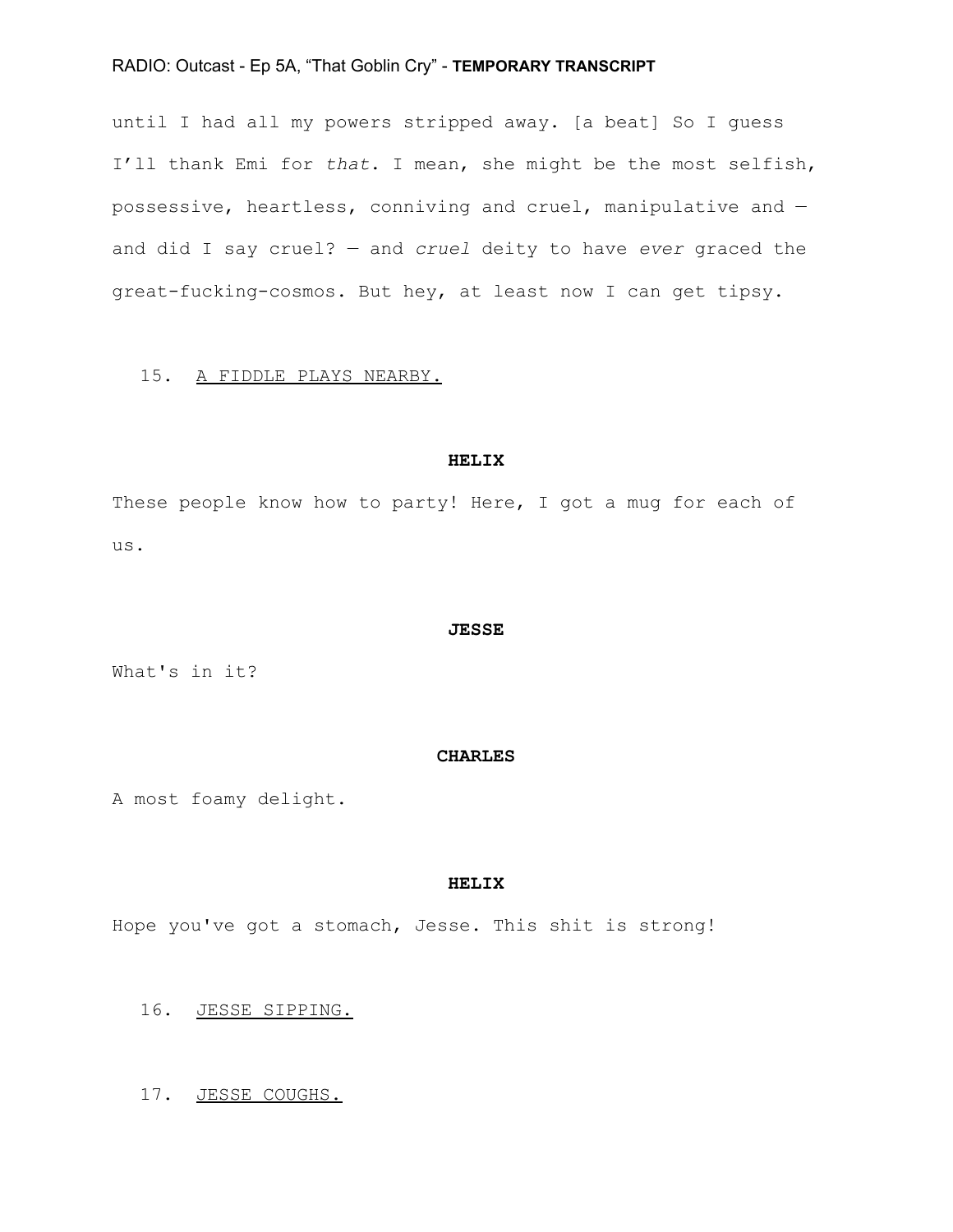until I had all my powers stripped away. [a beat] So I guess I'll thank Emi for *that*. I mean, she might be the most selfish, possessive, heartless, conniving and cruel, manipulative and — and did I say cruel? — and *cruel* deity to have *ever* graced the great-fucking-cosmos. But hey, at least now I can get tipsy.

15. A FIDDLE PLAYS NEARBY.

**HELIX**

These people know how to party! Here, I got a mug for each of us.

**JESSE**

What's in it?

**CHARLES**

A most foamy delight.

**HELIX**

Hope you've got a stomach, Jesse. This shit is strong!

16. JESSE SIPPING.

17. JESSE COUGHS.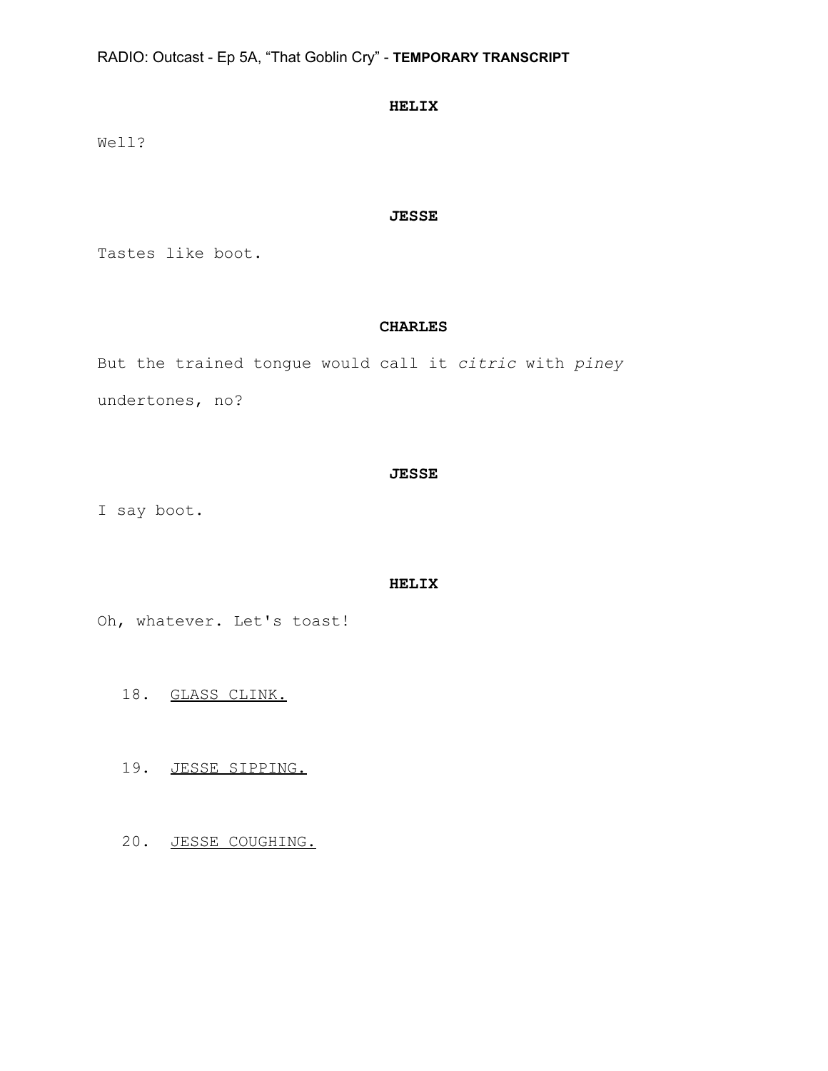**HELIX**

Well?

**JESSE**

Tastes like boot.

**CHARLES**

But the trained tongue would call it *citric* with *piney* undertones, no?

**JESSE**

I say boot.

**HELIX**

Oh, whatever. Let's toast!

18. <u>GLASS CLINK.</u>

19. <u>JESSE SIPPING.</u>

20. <u>JESSE COUGHING.</u>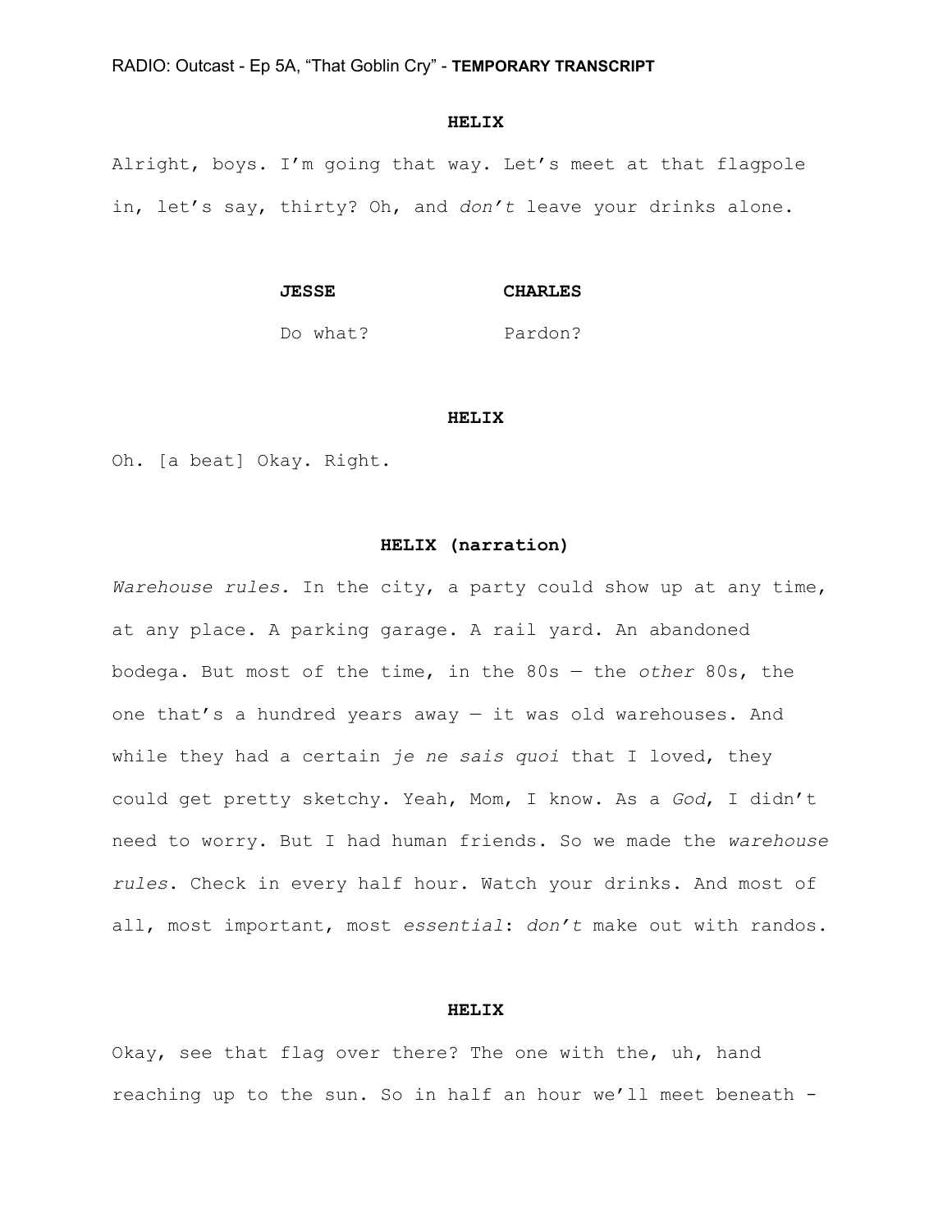**HELIX**

Alright, boys. I'm going that way. Let's meet at that flagpole in, let's say, thirty? Oh, and *don't* leave your drinks alone.

**JESSE**

Do what?

**CHARLES**

Pardon?

**HELIX**

Oh. [a beat] Okay. Right.

**HELIX (narration)**

*Warehouse rules.* In the city, a party could show up at any time, at any place. A parking garage. A rail yard. An abandoned bodega. But most of the time, in the 80s — the *other* 80s, the one that's a hundred years away — it was old warehouses. And while they had a certain *je ne sais quoi* that I loved, they could get pretty sketchy. Yeah, Mom, I know. As a *God*, I didn't need to worry. But I had human friends. So we made the *warehouse rules*. Check in every half hour. Watch your drinks. And most of all, most important, most *essential*: *don't* make out with randos.

**HELIX**

Okay, see that flag over there? The one with the, uh, hand reaching up to the sun. So in half an hour we'll meet beneath -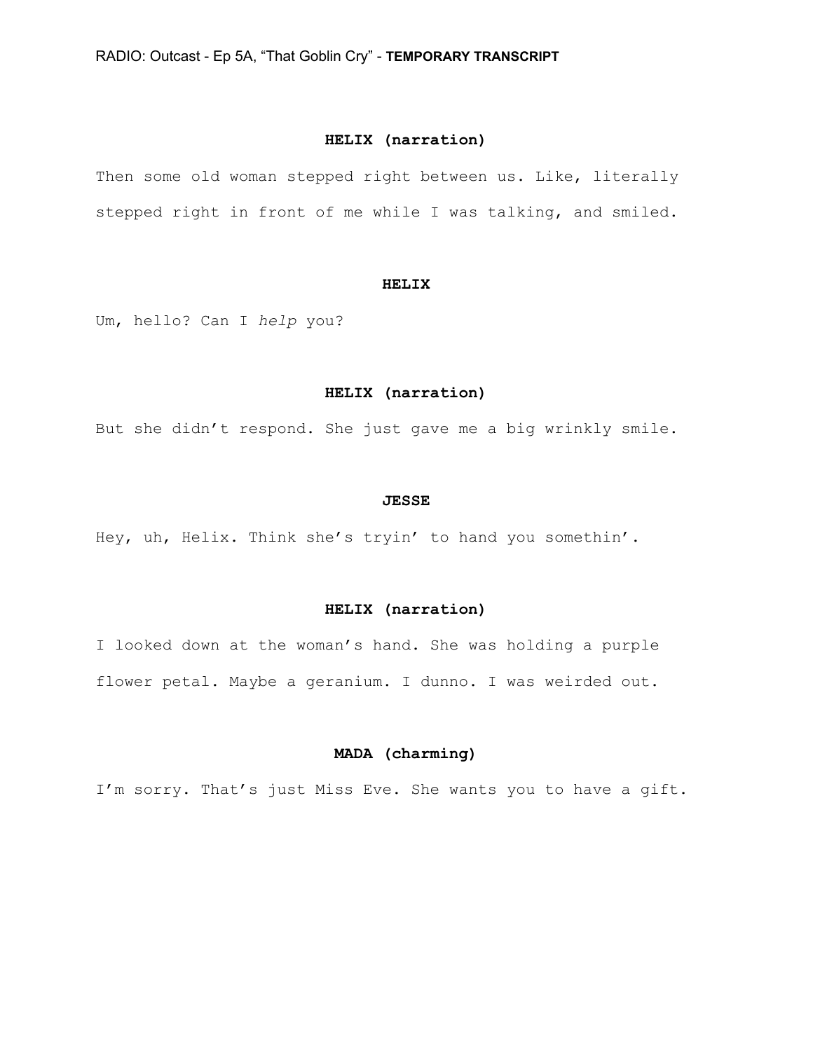**HELIX (narration)**

Then some old woman stepped right between us. Like, literally stepped right in front of me while I was talking, and smiled.

**HELIX**

Um, hello? Can I *help* you?

**HELIX (narration)**

But she didn't respond. She just gave me a big wrinkly smile.

**JESSE**

Hey, uh, Helix. Think she's tryin' to hand you somethin'.

**HELIX (narration)**

I looked down at the woman's hand. She was holding a purple flower petal. Maybe a geranium. I dunno. I was weirded out.

**MADA (charming)**

I'm sorry. That's just Miss Eve. She wants you to have a gift.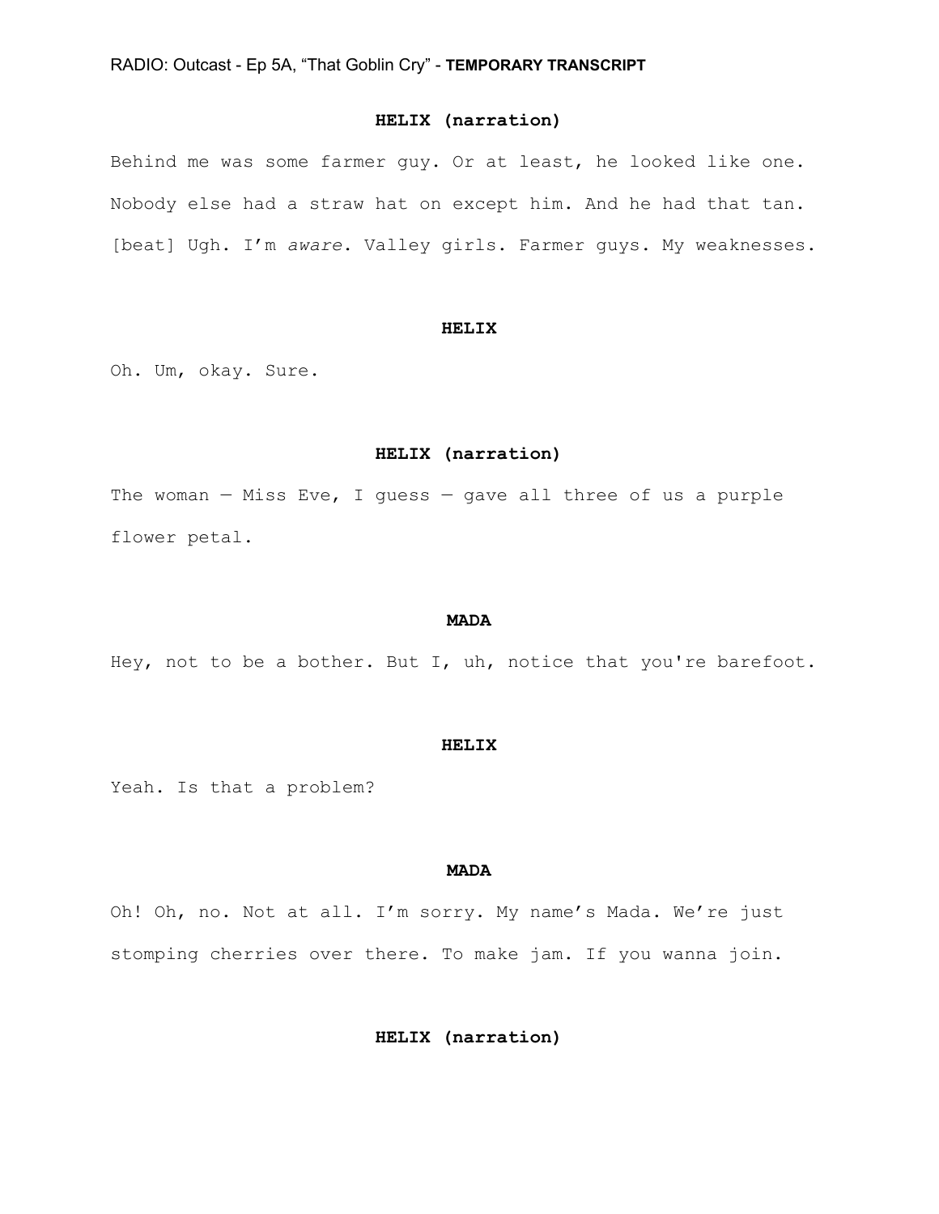**HELIX (narration)**

Behind me was some farmer guy. Or at least, he looked like one. Nobody else had a straw hat on except him. And he had that tan. [beat] Ugh. I'm *aware*. Valley girls. Farmer guys. My weaknesses.

**HELIX**

Oh. Um, okay. Sure.

**HELIX (narration)**

The woman — Miss Eve, I guess — gave all three of us a purple flower petal.

**MADA**

Hey, not to be a bother. But I, uh, notice that you're barefoot.

**HELIX**

Yeah. Is that a problem?

**MADA**

Oh! Oh, no. Not at all. I'm sorry. My name's Mada. We're just stomping cherries over there. To make jam. If you wanna join.

**HELIX (narration)**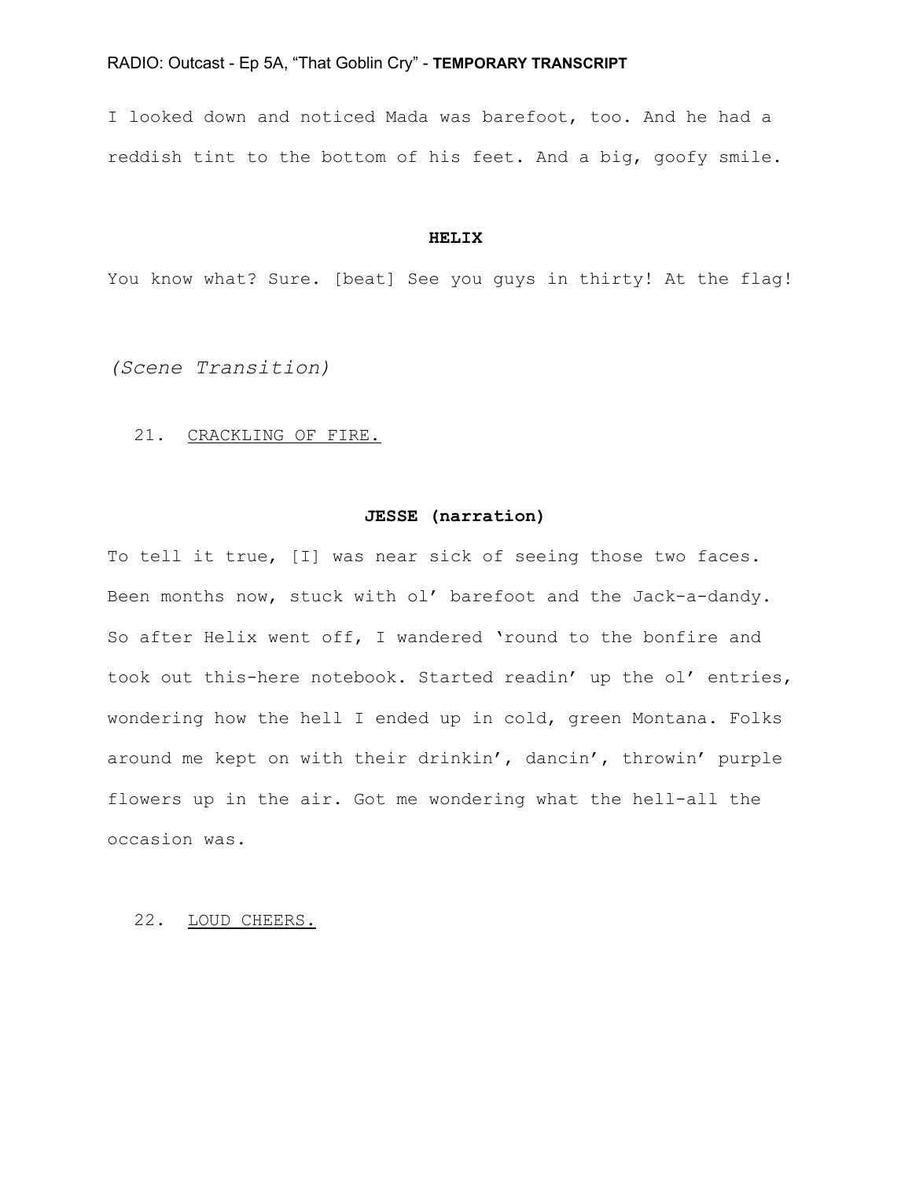I looked down and noticed Mada was barefoot, too. And he had a reddish tint to the bottom of his feet. And a big, goofy smile.

**HELIX**

You know what? Sure. [beat] See you guys in thirty! At the flag!

*(Scene Transition)*

21. <u>CRACKLING OF FIRE.</u>

**JESSE (narration)**

To tell it true, [I] was near sick of seeing those two faces. Been months now, stuck with ol' barefoot and the Jack-a-dandy. So after Helix went off, I wandered 'round to the bonfire and took out this-here notebook. Started readin' up the ol' entries, wondering how the hell I ended up in cold, green Montana. Folks around me kept on with their drinkin', dancin', throwin' purple flowers up in the air. Got me wondering what the hell-all the occasion was.

22. <u>LOUD CHEERS.</u>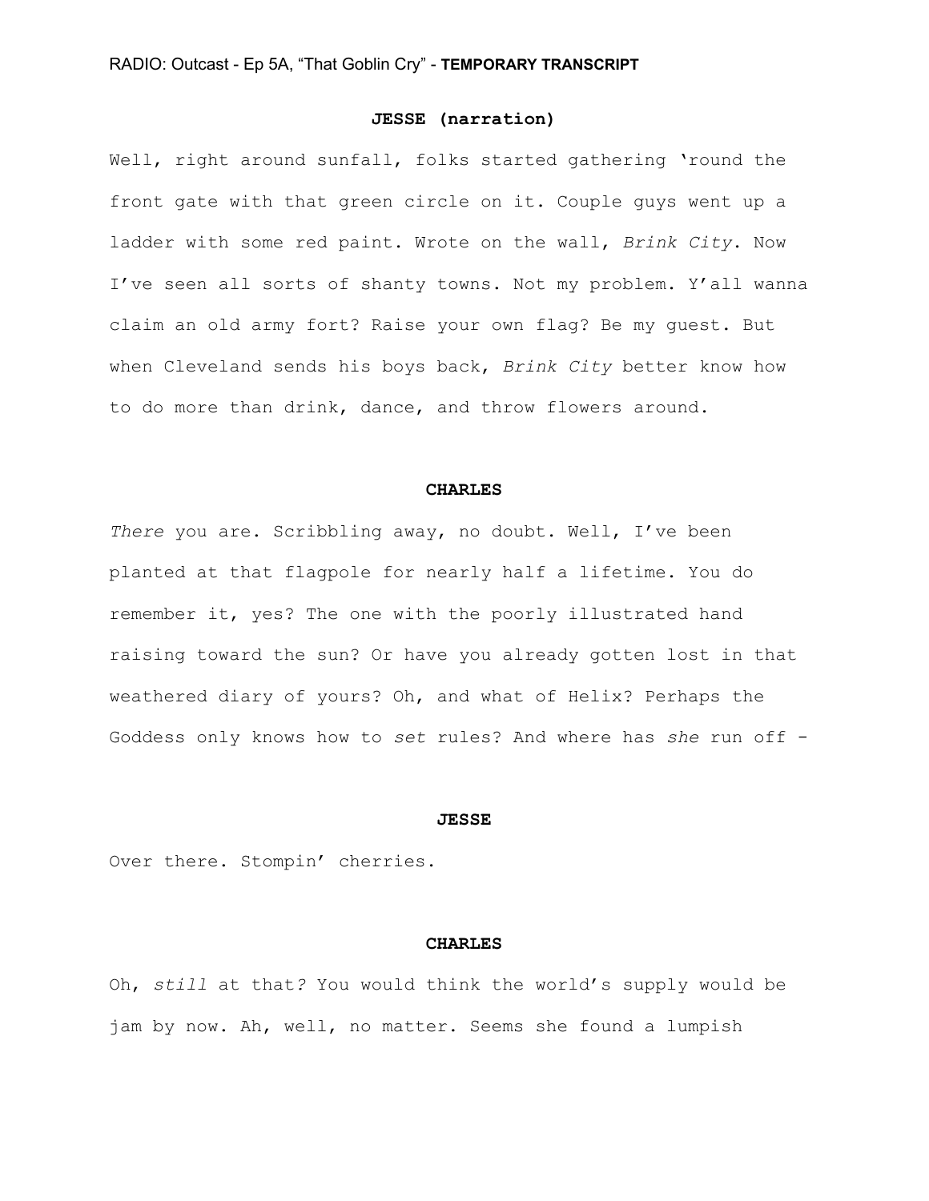**JESSE (narration)**

Well, right around sunfall, folks started gathering 'round the front gate with that green circle on it. Couple guys went up a ladder with some red paint. Wrote on the wall, *Brink City*. Now I've seen all sorts of shanty towns. Not my problem. Y'all wanna claim an old army fort? Raise your own flag? Be my guest. But when Cleveland sends his boys back, *Brink City* better know how to do more than drink, dance, and throw flowers around.

**CHARLES**

*There* you are. Scribbling away, no doubt. Well, I've been planted at that flagpole for nearly half a lifetime. You do remember it, yes? The one with the poorly illustrated hand raising toward the sun? Or have you already gotten lost in that weathered diary of yours? Oh, and what of Helix? Perhaps the Goddess only knows how to *set* rules? And where has *she* run off -

**JESSE**

Over there. Stompin' cherries.

**CHARLES**

Oh, *still* at that? You would think the world's supply would be jam by now. Ah, well, no matter. Seems she found a lumpish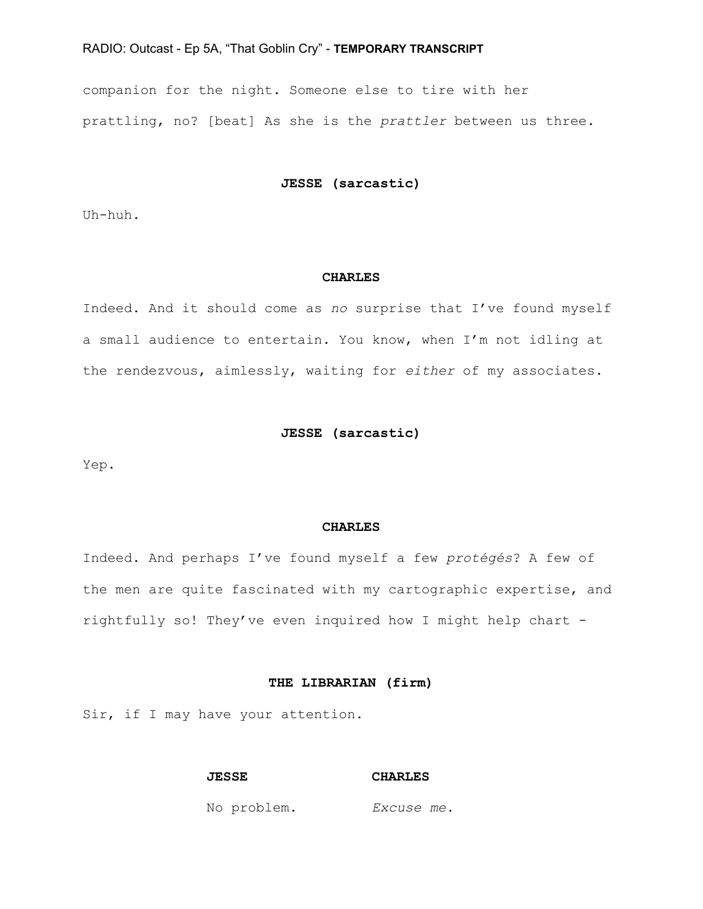companion for the night. Someone else to tire with her prattling, no? [beat] As she is the *prattler* between us three.

**JESSE (sarcastic)**

Uh-huh.

**CHARLES**

Indeed. And it should come as *no* surprise that I've found myself a small audience to entertain. You know, when I'm not idling at the rendezvous, aimlessly, waiting for *either* of my associates.

**JESSE (sarcastic)**

Yep.

**CHARLES**

Indeed. And perhaps I've found myself a few *protégés*? A few of the men are quite fascinated with my cartographic expertise, and rightfully so! They've even inquired how I might help chart -

**THE LIBRARIAN (firm)**

Sir, if I may have your attention.

| **JESSE** | **CHARLES** |
| --- | --- |
| No problem. | *Excuse me.* |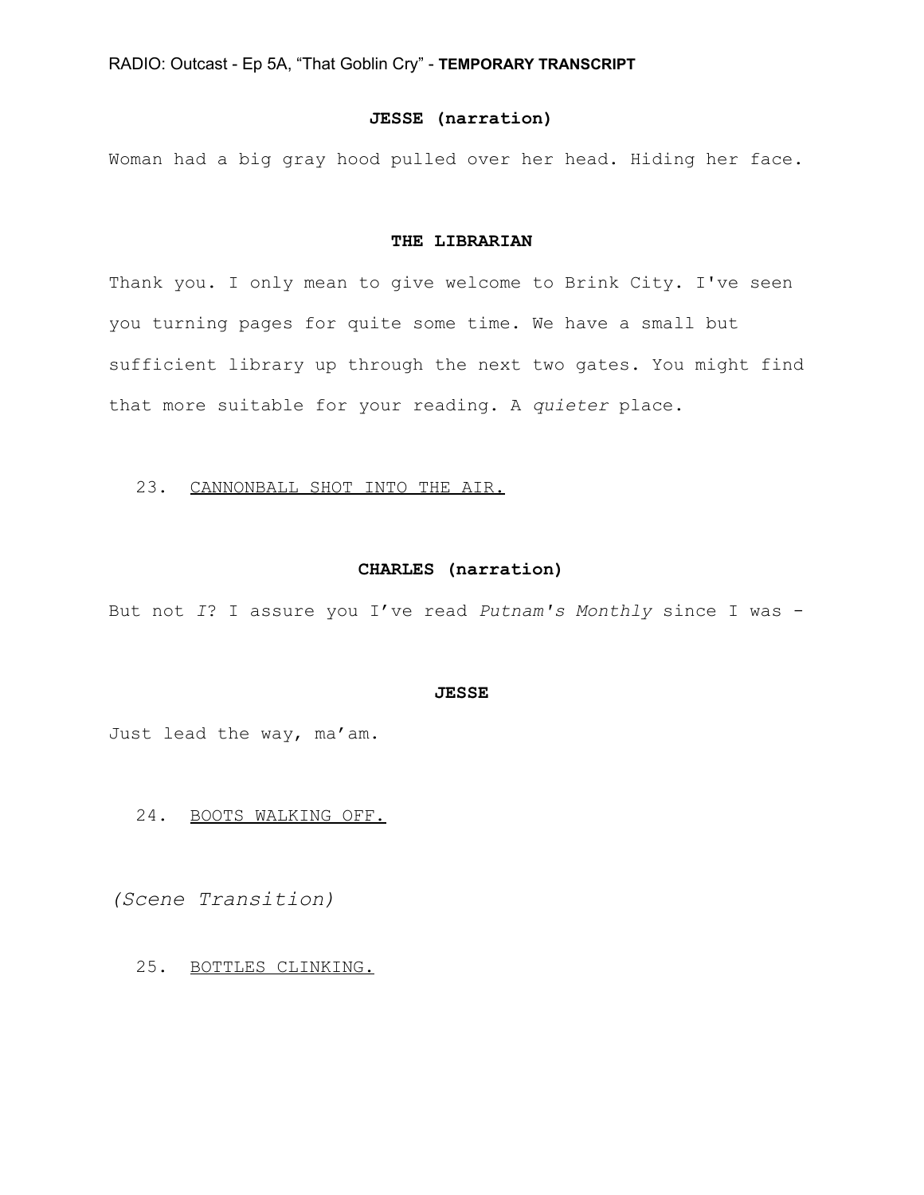**JESSE (narration)**

Woman had a big gray hood pulled over her head. Hiding her face.

**THE LIBRARIAN**

Thank you. I only mean to give welcome to Brink City. I've seen you turning pages for quite some time. We have a small but sufficient library up through the next two gates. You might find that more suitable for your reading. A *quieter* place.

23. CANNONBALL SHOT INTO THE AIR.

**CHARLES (narration)**

But not *I*? I assure you I've read *Putnam's Monthly* since I was -

**JESSE**

Just lead the way, ma'am.

24. BOOTS WALKING OFF.

*(Scene Transition)*

25. BOTTLES CLINKING.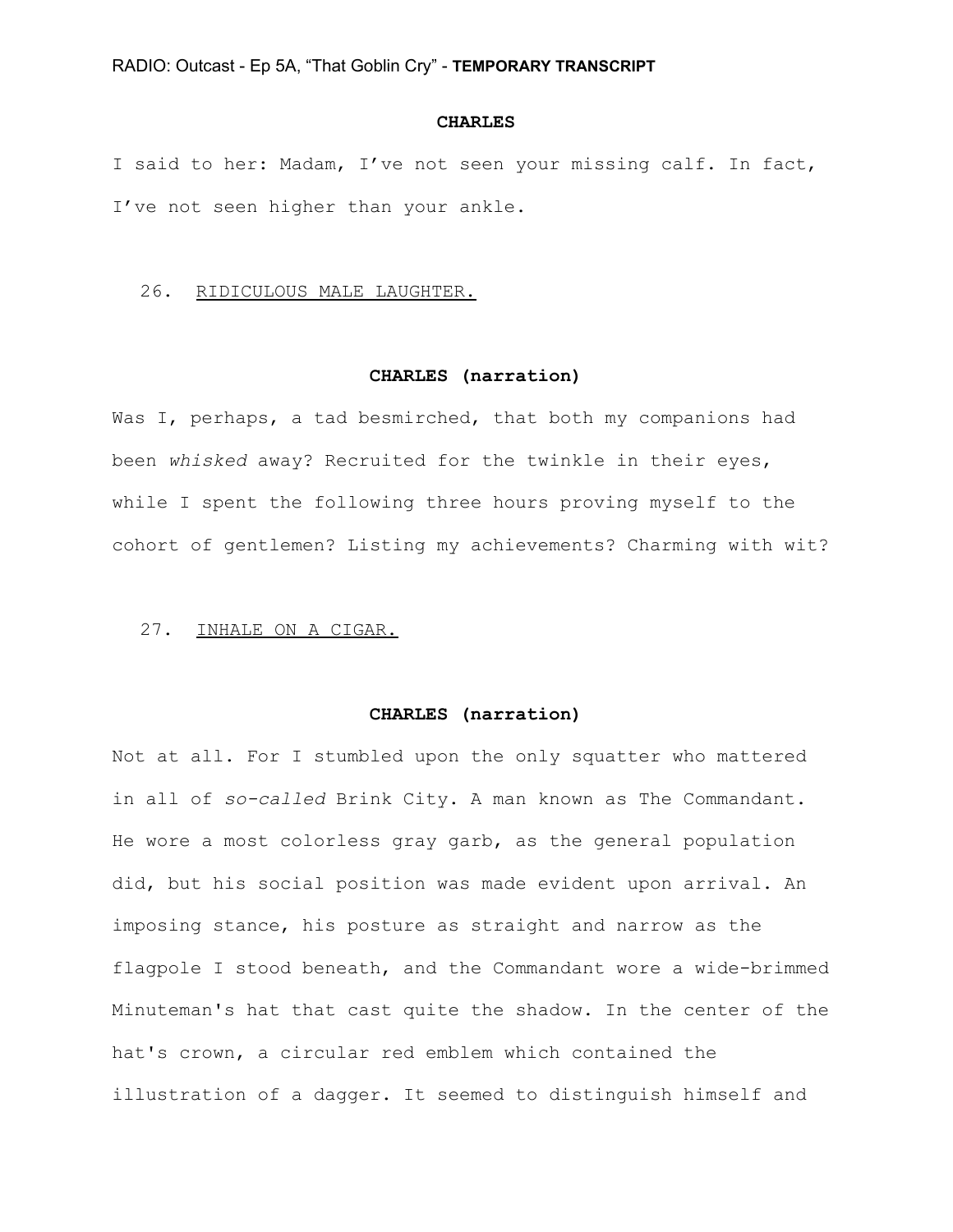**CHARLES**

I said to her: Madam, I've not seen your missing calf. In fact, I've not seen higher than your ankle.

26. <u>RIDICULOUS MALE LAUGHTER.</u>

**CHARLES (narration)**

Was I, perhaps, a tad besmirched, that both my companions had been *whisked* away? Recruited for the twinkle in their eyes, while I spent the following three hours proving myself to the cohort of gentlemen? Listing my achievements? Charming with wit?

27. <u>INHALE ON A CIGAR.</u>

**CHARLES (narration)**

Not at all. For I stumbled upon the only squatter who mattered in all of *so-called* Brink City. A man known as The Commandant. He wore a most colorless gray garb, as the general population did, but his social position was made evident upon arrival. An imposing stance, his posture as straight and narrow as the flagpole I stood beneath, and the Commandant wore a wide-brimmed Minuteman's hat that cast quite the shadow. In the center of the hat's crown, a circular red emblem which contained the illustration of a dagger. It seemed to distinguish himself and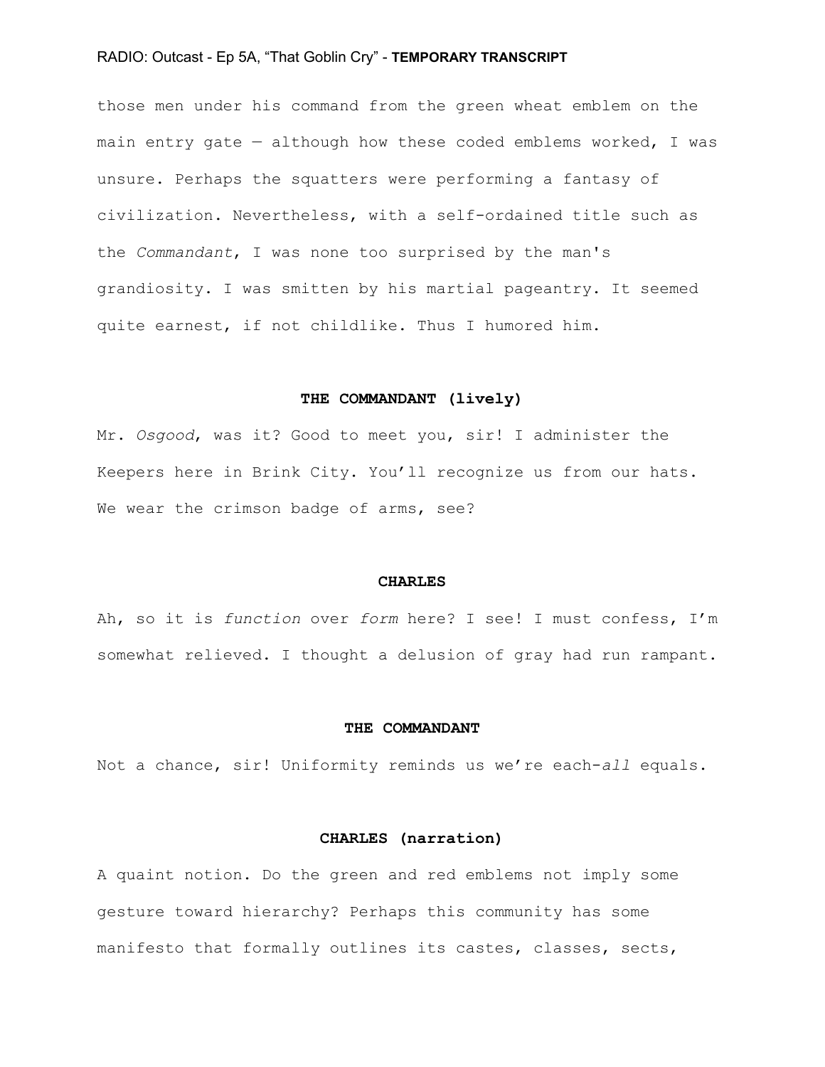those men under his command from the green wheat emblem on the main entry gate — although how these coded emblems worked, I was unsure. Perhaps the squatters were performing a fantasy of civilization. Nevertheless, with a self-ordained title such as the *Commandant*, I was none too surprised by the man's grandiosity. I was smitten by his martial pageantry. It seemed quite earnest, if not childlike. Thus I humored him.

**THE COMMANDANT (lively)**

Mr. *Osgood*, was it? Good to meet you, sir! I administer the Keepers here in Brink City. You'll recognize us from our hats. We wear the crimson badge of arms, see?

**CHARLES**

Ah, so it is *function* over *form* here? I see! I must confess, I'm somewhat relieved. I thought a delusion of gray had run rampant.

**THE COMMANDANT**

Not a chance, sir! Uniformity reminds us we're each-*all* equals.

**CHARLES (narration)**

A quaint notion. Do the green and red emblems not imply some gesture toward hierarchy? Perhaps this community has some manifesto that formally outlines its castes, classes, sects,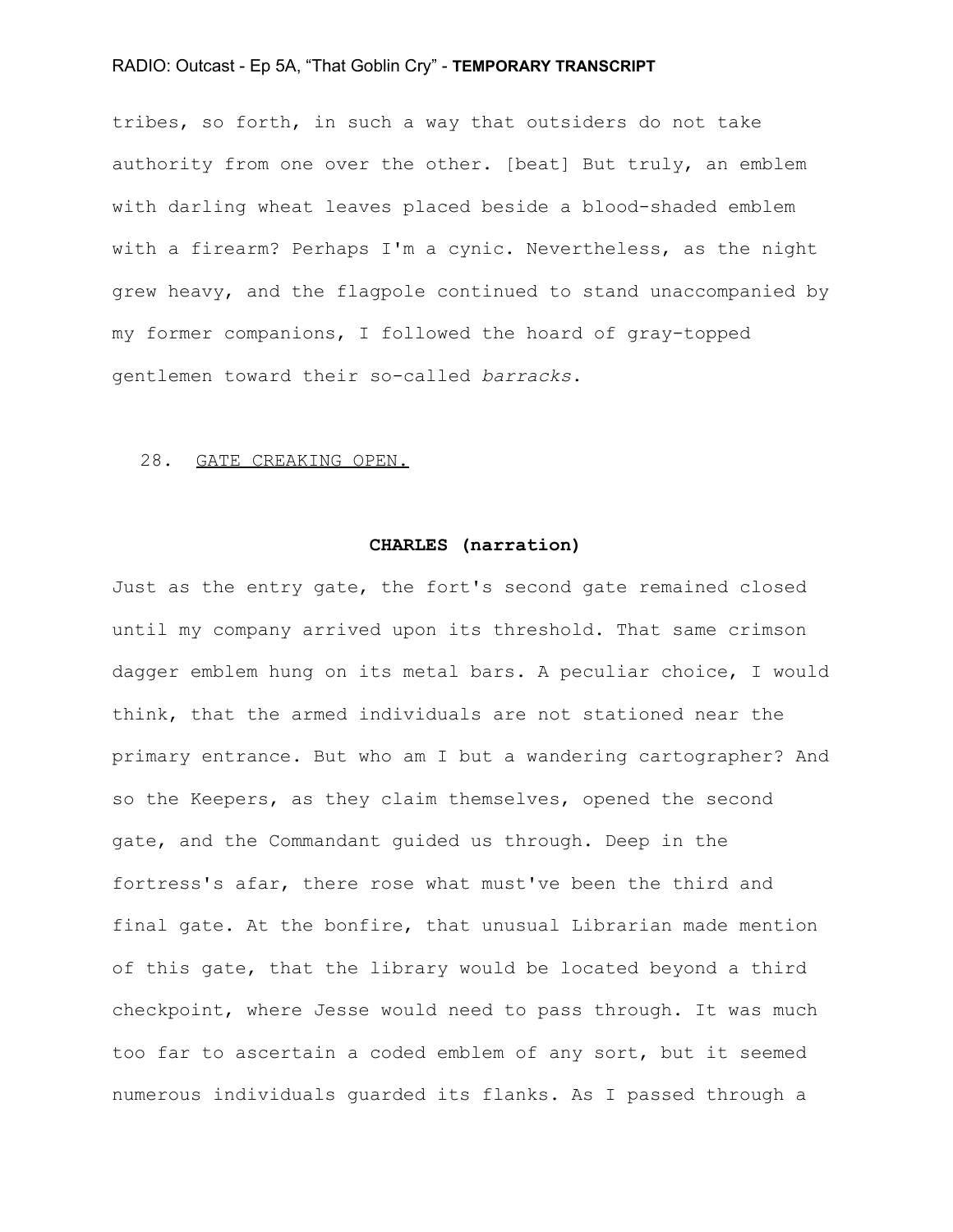tribes, so forth, in such a way that outsiders do not take authority from one over the other. [beat] But truly, an emblem with darling wheat leaves placed beside a blood-shaded emblem with a firearm? Perhaps I'm a cynic. Nevertheless, as the night grew heavy, and the flagpole continued to stand unaccompanied by my former companions, I followed the hoard of gray-topped gentlemen toward their so-called *barracks*.

28. <u>GATE CREAKING OPEN.</u>

**CHARLES (narration)**

Just as the entry gate, the fort's second gate remained closed until my company arrived upon its threshold. That same crimson dagger emblem hung on its metal bars. A peculiar choice, I would think, that the armed individuals are not stationed near the primary entrance. But who am I but a wandering cartographer? And so the Keepers, as they claim themselves, opened the second gate, and the Commandant guided us through. Deep in the fortress's afar, there rose what must've been the third and final gate. At the bonfire, that unusual Librarian made mention of this gate, that the library would be located beyond a third checkpoint, where Jesse would need to pass through. It was much too far to ascertain a coded emblem of any sort, but it seemed numerous individuals guarded its flanks. As I passed through a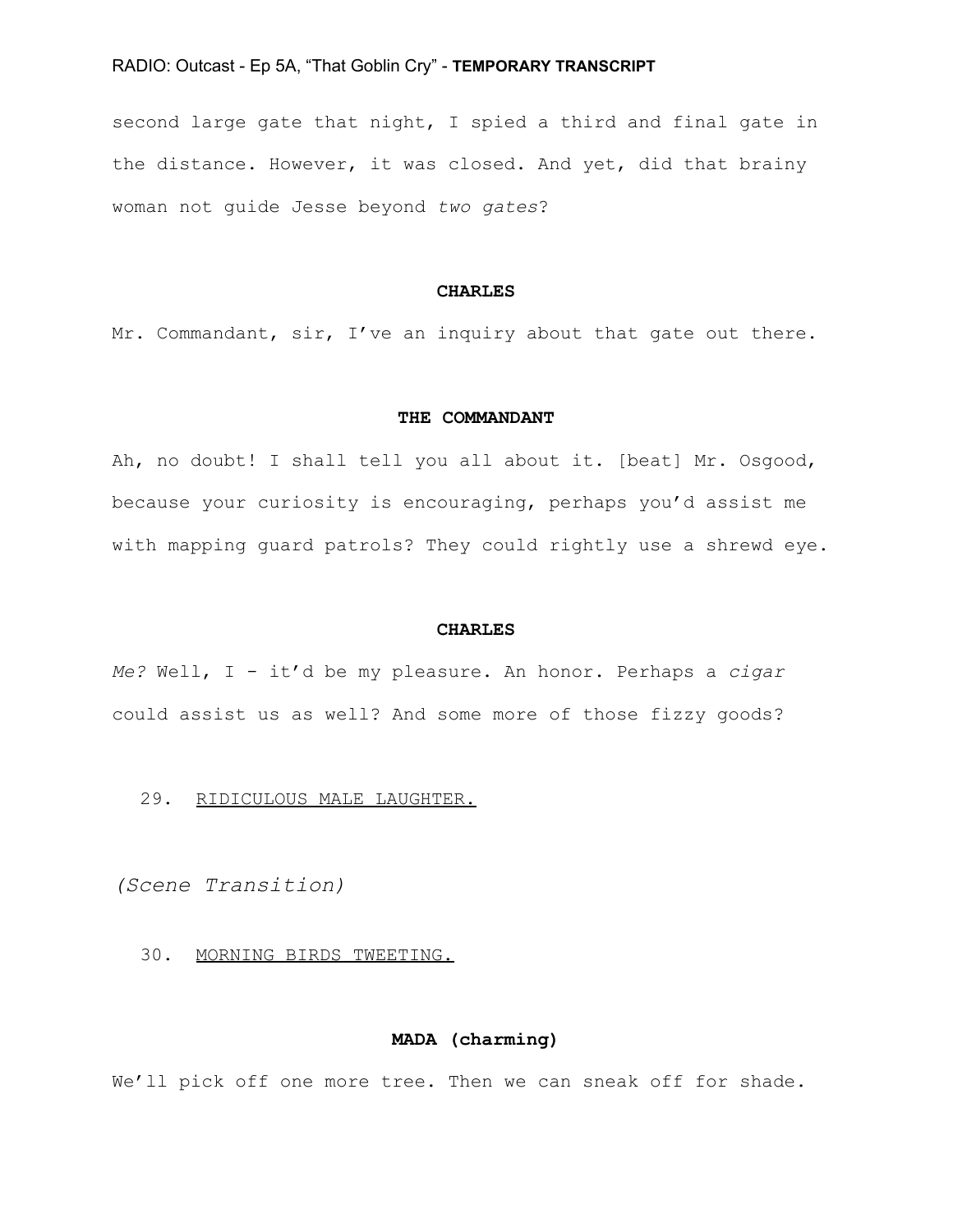second large gate that night, I spied a third and final gate in the distance. However, it was closed. And yet, did that brainy woman not guide Jesse beyond *two gates*?

**CHARLES**

Mr. Commandant, sir, I've an inquiry about that gate out there.

**THE COMMANDANT**

Ah, no doubt! I shall tell you all about it. [beat] Mr. Osgood, because your curiosity is encouraging, perhaps you'd assist me with mapping guard patrols? They could rightly use a shrewd eye.

**CHARLES**

*Me?* Well, I - it'd be my pleasure. An honor. Perhaps a *cigar* could assist us as well? And some more of those fizzy goods?

29. <u>RIDICULOUS MALE LAUGHTER.</u>

*(Scene Transition)*

30. <u>MORNING BIRDS TWEETING.</u>

**MADA (charming)**

We'll pick off one more tree. Then we can sneak off for shade.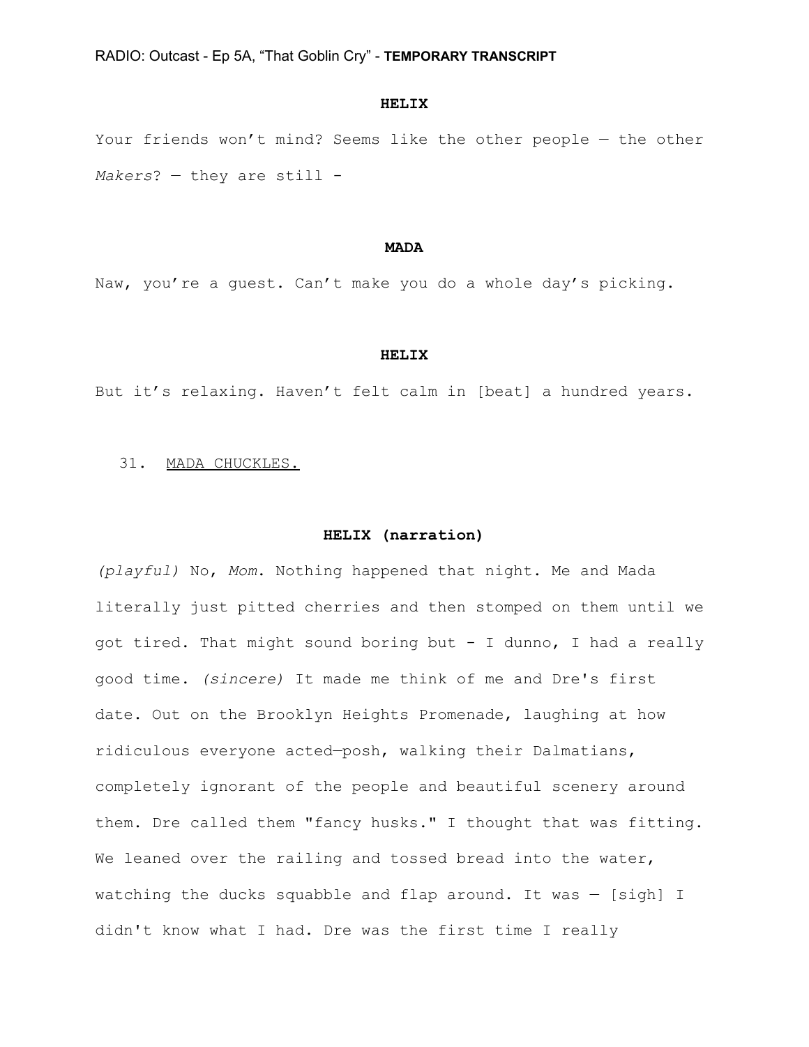**HELIX**

Your friends won't mind? Seems like the other people — the other *Makers*? — they are still -

**MADA**

Naw, you're a guest. Can't make you do a whole day's picking.

**HELIX**

But it's relaxing. Haven't felt calm in [beat] a hundred years.

31. <u>MADA CHUCKLES.</u>

**HELIX (narration)**

*(playful)* No, *Mom*. Nothing happened that night. Me and Mada literally just pitted cherries and then stomped on them until we got tired. That might sound boring but - I dunno, I had a really good time. *(sincere)* It made me think of me and Dre's first date. Out on the Brooklyn Heights Promenade, laughing at how ridiculous everyone acted—posh, walking their Dalmatians, completely ignorant of the people and beautiful scenery around them. Dre called them "fancy husks." I thought that was fitting. We leaned over the railing and tossed bread into the water, watching the ducks squabble and flap around. It was — [sigh] I didn't know what I had. Dre was the first time I really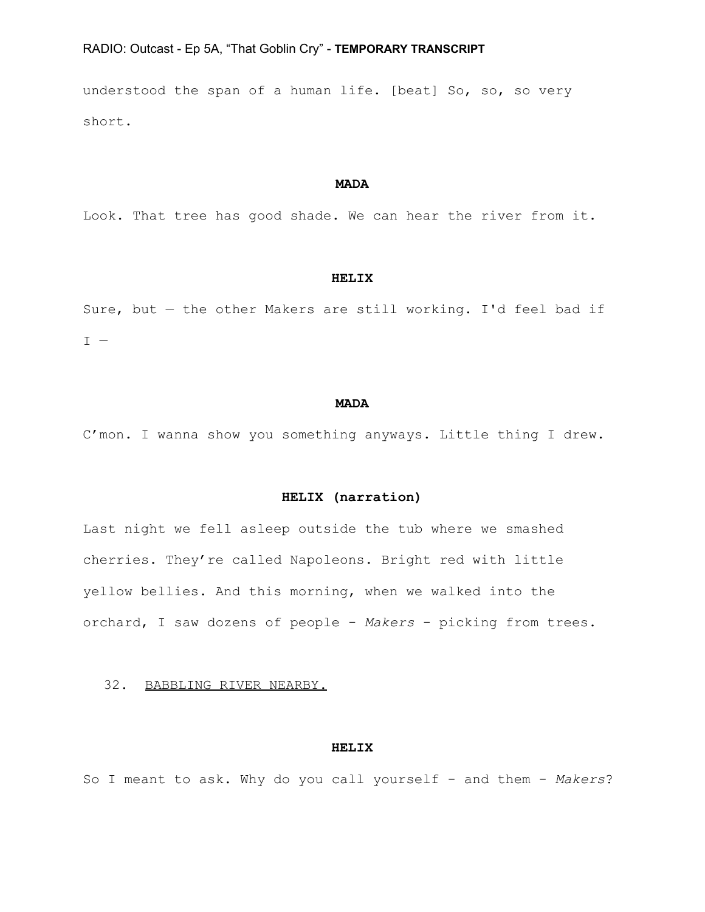understood the span of a human life. [beat] So, so, so very short.

**MADA**

Look. That tree has good shade. We can hear the river from it.

**HELIX**

Sure, but — the other Makers are still working. I'd feel bad if I —

**MADA**

C'mon. I wanna show you something anyways. Little thing I drew.

**HELIX (narration)**

Last night we fell asleep outside the tub where we smashed cherries. They're called Napoleons. Bright red with little yellow bellies. And this morning, when we walked into the orchard, I saw dozens of people - *Makers* - picking from trees.

32. <u>BABBLING RIVER NEARBY.</u>

**HELIX**

So I meant to ask. Why do you call yourself - and them - *Makers*?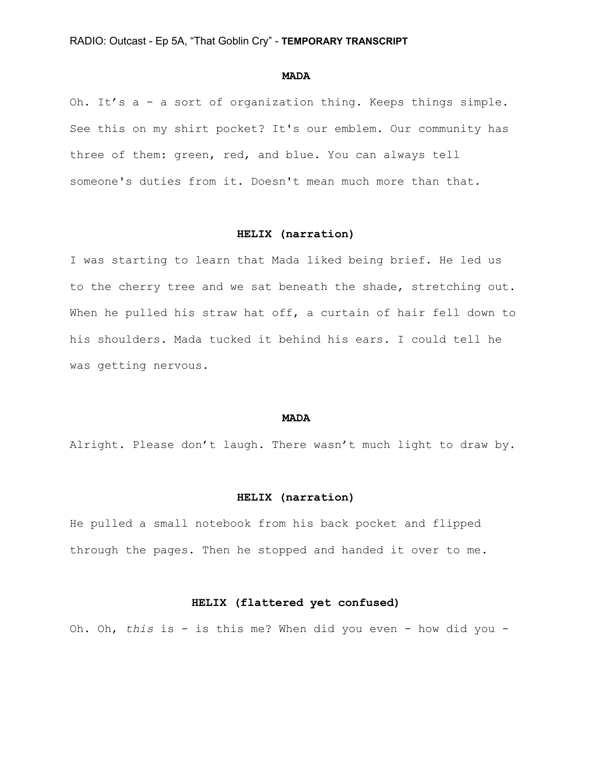**MADA**

Oh. It’s a - a sort of organization thing. Keeps things simple. See this on my shirt pocket? It's our emblem. Our community has three of them: green, red, and blue. You can always tell someone's duties from it. Doesn't mean much more than that.

**HELIX (narration)**

I was starting to learn that Mada liked being brief. He led us to the cherry tree and we sat beneath the shade, stretching out. When he pulled his straw hat off, a curtain of hair fell down to his shoulders. Mada tucked it behind his ears. I could tell he was getting nervous.

**MADA**

Alright. Please don’t laugh. There wasn’t much light to draw by.

**HELIX (narration)**

He pulled a small notebook from his back pocket and flipped through the pages. Then he stopped and handed it over to me.

**HELIX (flattered yet confused)**

Oh. Oh, *this* is - is this me? When did you even - how did you -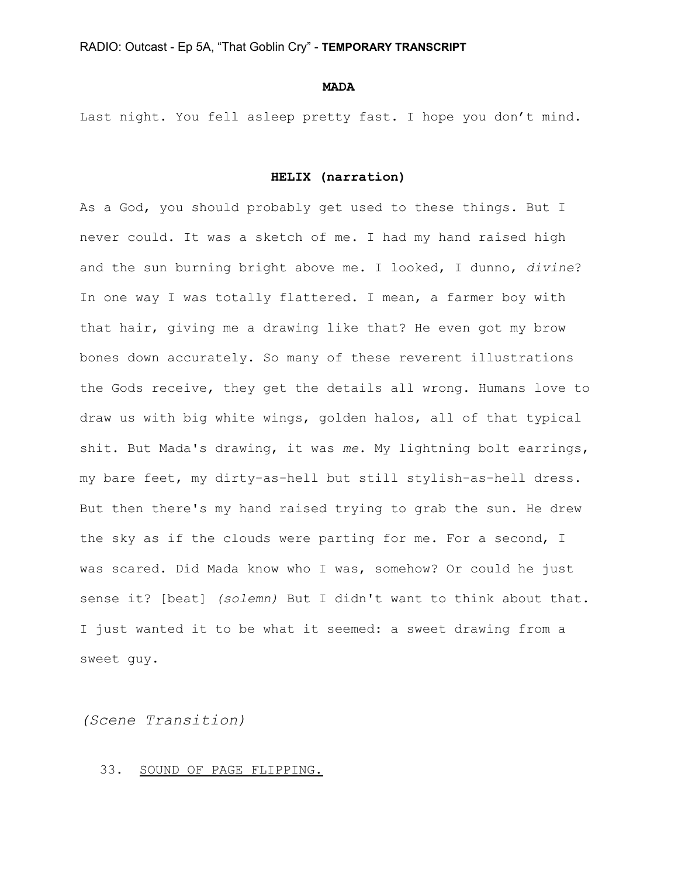**MADA**

Last night. You fell asleep pretty fast. I hope you don't mind.

**HELIX (narration)**

As a God, you should probably get used to these things. But I never could. It was a sketch of me. I had my hand raised high and the sun burning bright above me. I looked, I dunno, *divine*? In one way I was totally flattered. I mean, a farmer boy with that hair, giving me a drawing like that? He even got my brow bones down accurately. So many of these reverent illustrations the Gods receive, they get the details all wrong. Humans love to draw us with big white wings, golden halos, all of that typical shit. But Mada's drawing, it was *me*. My lightning bolt earrings, my bare feet, my dirty-as-hell but still stylish-as-hell dress. But then there's my hand raised trying to grab the sun. He drew the sky as if the clouds were parting for me. For a second, I was scared. Did Mada know who I was, somehow? Or could he just sense it? [beat] *(solemn)* But I didn't want to think about that. I just wanted it to be what it seemed: a sweet drawing from a sweet guy.

*(Scene Transition)*

33. <u>SOUND OF PAGE FLIPPING.</u>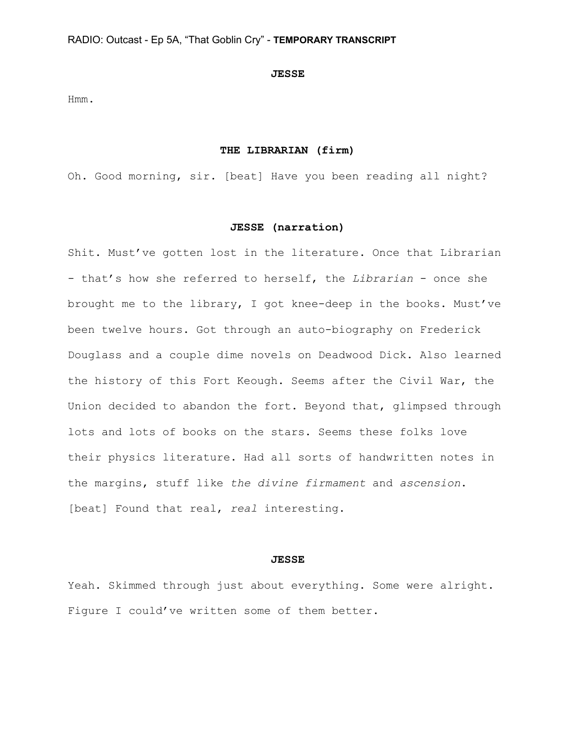**JESSE**

Hmm.

**THE LIBRARIAN (firm)**

Oh. Good morning, sir. [beat] Have you been reading all night?

**JESSE (narration)**

Shit. Must've gotten lost in the literature. Once that Librarian - that's how she referred to herself, the *Librarian* - once she brought me to the library, I got knee-deep in the books. Must've been twelve hours. Got through an auto-biography on Frederick Douglass and a couple dime novels on Deadwood Dick. Also learned the history of this Fort Keough. Seems after the Civil War, the Union decided to abandon the fort. Beyond that, glimpsed through lots and lots of books on the stars. Seems these folks love their physics literature. Had all sorts of handwritten notes in the margins, stuff like *the divine firmament* and *ascension*. [beat] Found that real, *real* interesting.

**JESSE**

Yeah. Skimmed through just about everything. Some were alright. Figure I could've written some of them better.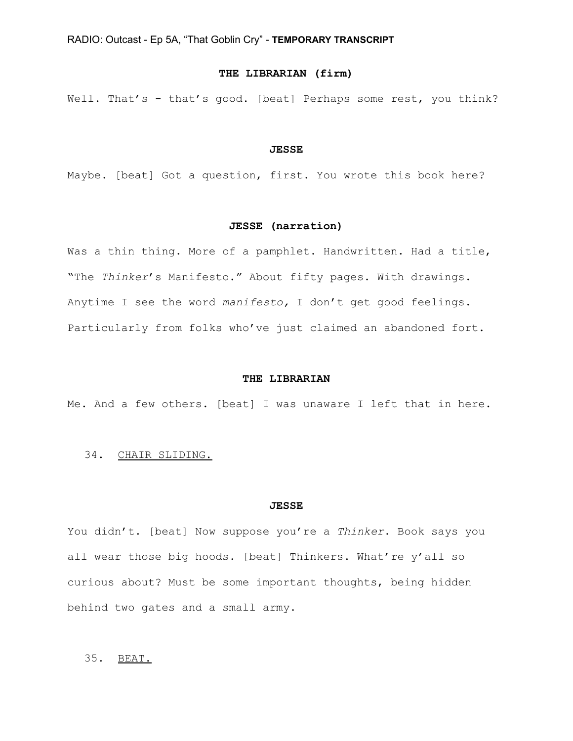**THE LIBRARIAN (firm)**

Well. That's - that's good. [beat] Perhaps some rest, you think?

**JESSE**

Maybe. [beat] Got a question, first. You wrote this book here?

**JESSE (narration)**

Was a thin thing. More of a pamphlet. Handwritten. Had a title, "The *Thinker*'s Manifesto." About fifty pages. With drawings. Anytime I see the word *manifesto,* I don't get good feelings. Particularly from folks who've just claimed an abandoned fort.

**THE LIBRARIAN**

Me. And a few others. [beat] I was unaware I left that in here.

34. <u>CHAIR SLIDING.</u>

**JESSE**

You didn't. [beat] Now suppose you're a *Thinker*. Book says you all wear those big hoods. [beat] Thinkers. What're y'all so curious about? Must be some important thoughts, being hidden behind two gates and a small army.

35. <u>BEAT.</u>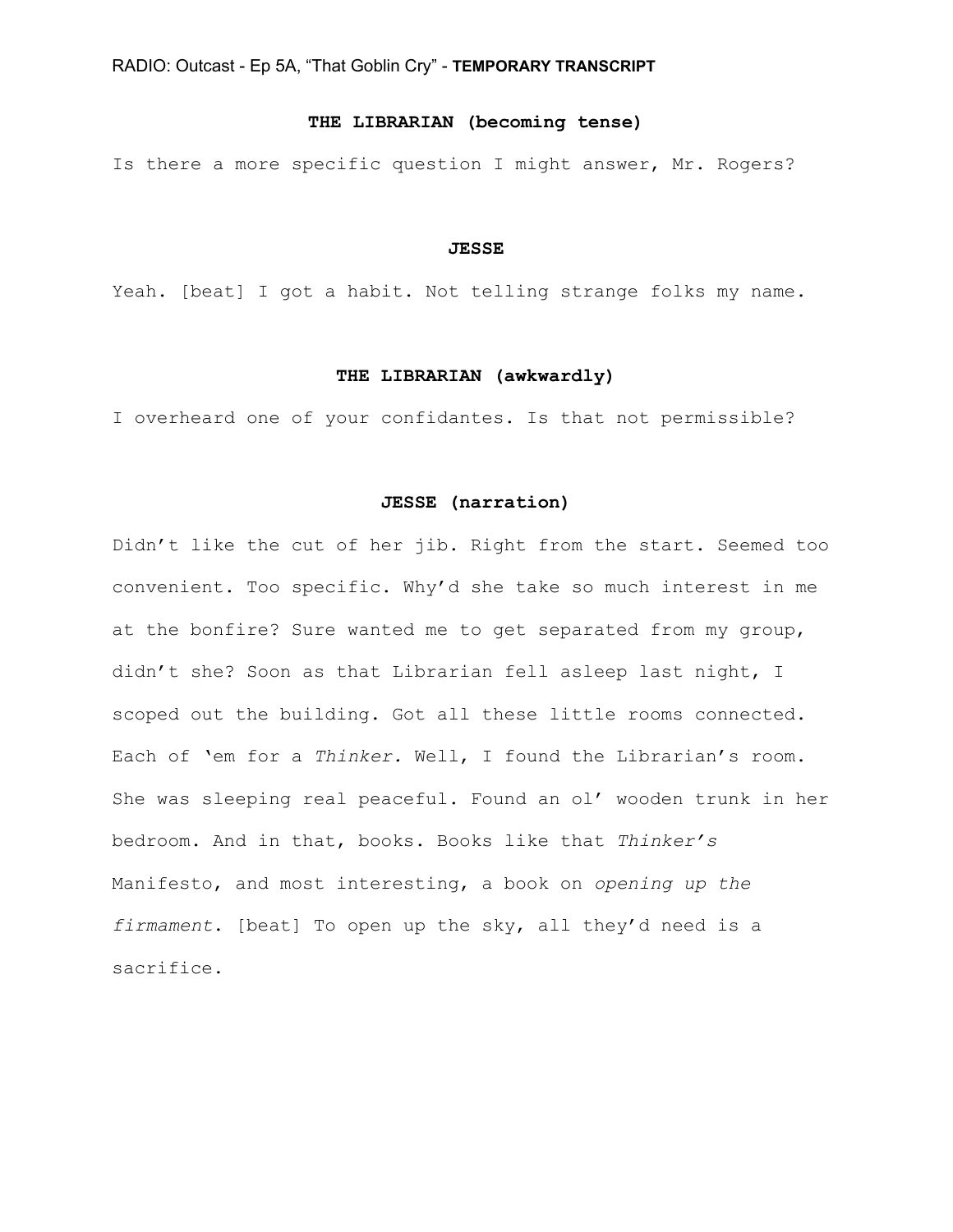**THE LIBRARIAN (becoming tense)**

Is there a more specific question I might answer, Mr. Rogers?

**JESSE**

Yeah. [beat] I got a habit. Not telling strange folks my name.

**THE LIBRARIAN (awkwardly)**

I overheard one of your confidantes. Is that not permissible?

**JESSE (narration)**

Didn't like the cut of her jib. Right from the start. Seemed too convenient. Too specific. Why'd she take so much interest in me at the bonfire? Sure wanted me to get separated from my group, didn't she? Soon as that Librarian fell asleep last night, I scoped out the building. Got all these little rooms connected. Each of 'em for a *Thinker.* Well, I found the Librarian's room. She was sleeping real peaceful. Found an ol' wooden trunk in her bedroom. And in that, books. Books like that *Thinker's* Manifesto, and most interesting, a book on *opening up the firmament*. [beat] To open up the sky, all they'd need is a sacrifice.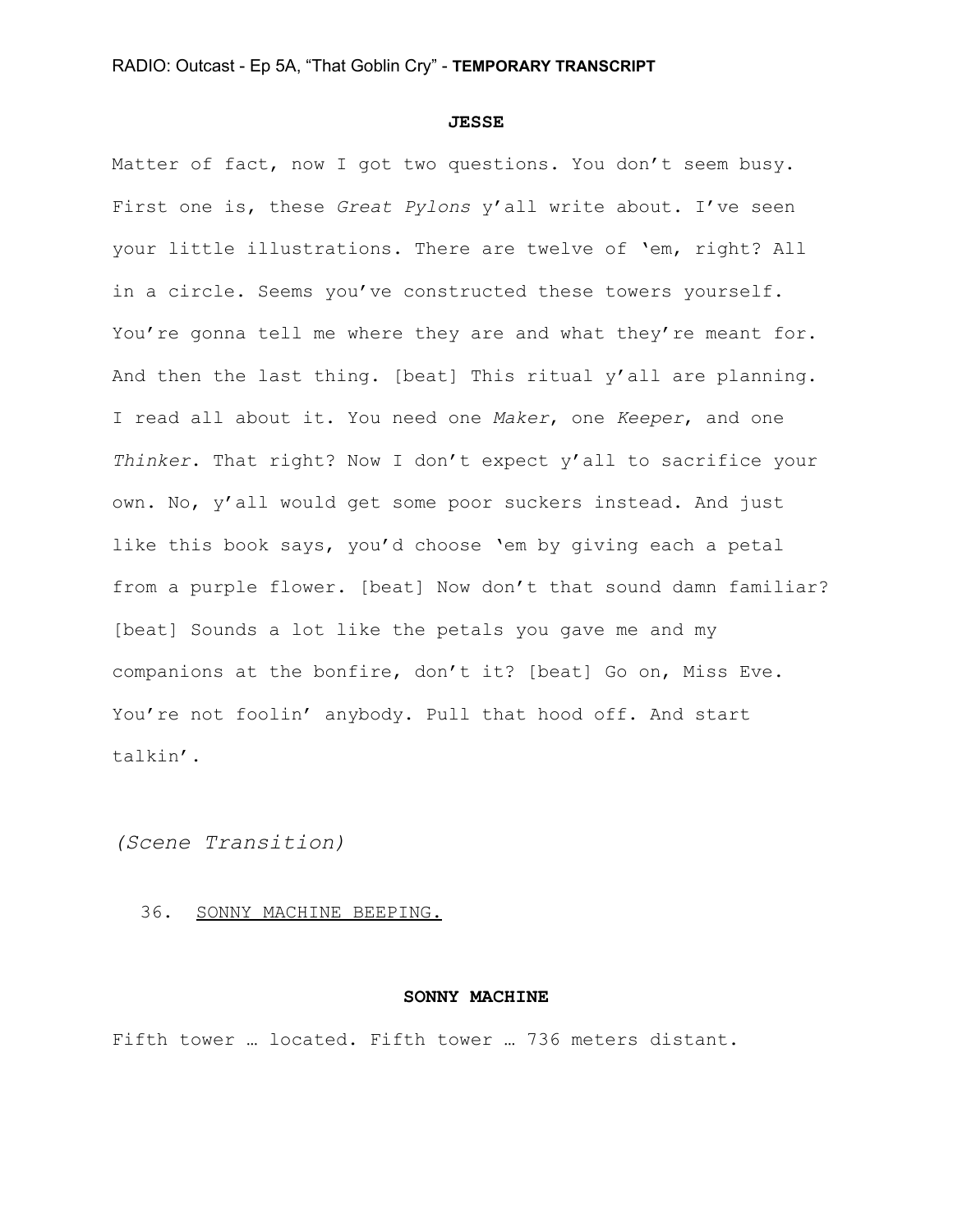**JESSE**

Matter of fact, now I got two questions. You don't seem busy. First one is, these *Great Pylons* y'all write about. I've seen your little illustrations. There are twelve of 'em, right? All in a circle. Seems you've constructed these towers yourself. You're gonna tell me where they are and what they're meant for. And then the last thing. [beat] This ritual y'all are planning. I read all about it. You need one *Maker*, one *Keeper*, and one *Thinker*. That right? Now I don't expect y'all to sacrifice your own. No, y'all would get some poor suckers instead. And just like this book says, you'd choose 'em by giving each a petal from a purple flower. [beat] Now don't that sound damn familiar? [beat] Sounds a lot like the petals you gave me and my companions at the bonfire, don't it? [beat] Go on, Miss Eve. You're not foolin' anybody. Pull that hood off. And start talkin'.

*(Scene Transition)*

36. <u>SONNY MACHINE BEEPING.</u>

**SONNY MACHINE**

Fifth tower … located. Fifth tower … 736 meters distant.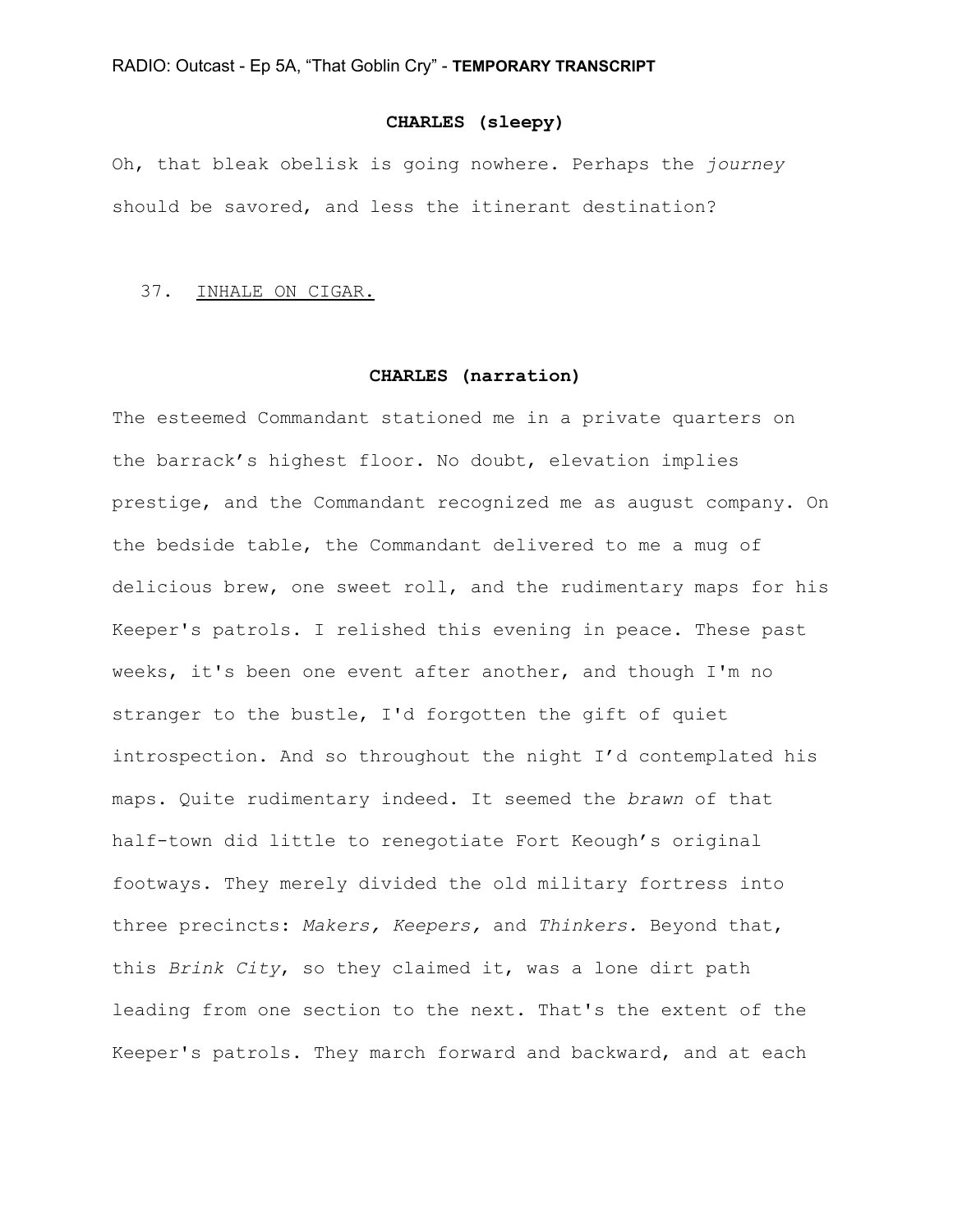**CHARLES (sleepy)**

Oh, that bleak obelisk is going nowhere. Perhaps the *journey* should be savored, and less the itinerant destination?

37. INHALE ON CIGAR.

**CHARLES (narration)**

The esteemed Commandant stationed me in a private quarters on the barrack's highest floor. No doubt, elevation implies prestige, and the Commandant recognized me as august company. On the bedside table, the Commandant delivered to me a mug of delicious brew, one sweet roll, and the rudimentary maps for his Keeper's patrols. I relished this evening in peace. These past weeks, it's been one event after another, and though I'm no stranger to the bustle, I'd forgotten the gift of quiet introspection. And so throughout the night I'd contemplated his maps. Quite rudimentary indeed. It seemed the *brawn* of that half-town did little to renegotiate Fort Keough's original footways. They merely divided the old military fortress into three precincts: *Makers, Keepers,* and *Thinkers.* Beyond that, this *Brink City*, so they claimed it, was a lone dirt path leading from one section to the next. That's the extent of the Keeper's patrols. They march forward and backward, and at each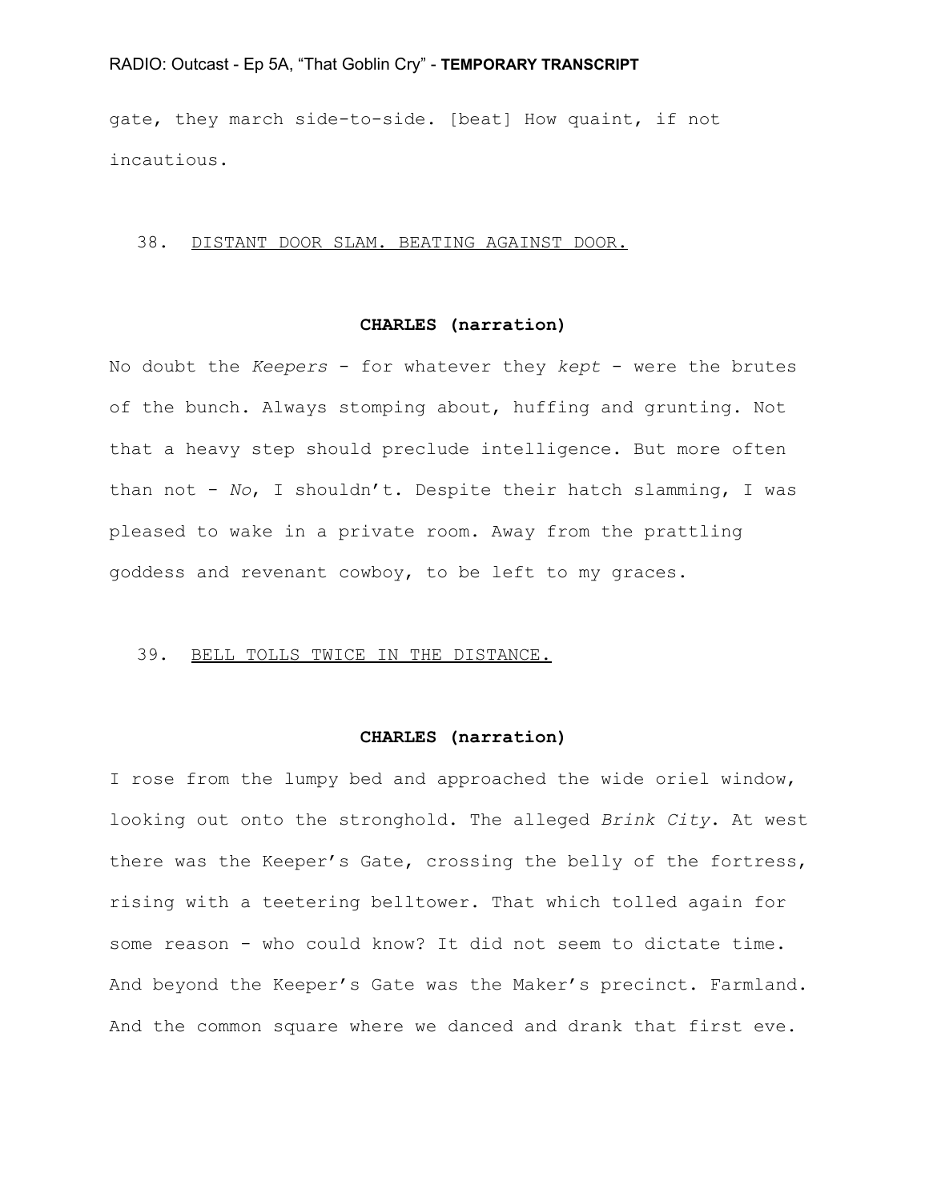gate, they march side-to-side. [beat] How quaint, if not incautious.

38. DISTANT DOOR SLAM. BEATING AGAINST DOOR.

**CHARLES (narration)**

No doubt the *Keepers* - for whatever they *kept* - were the brutes of the bunch. Always stomping about, huffing and grunting. Not that a heavy step should preclude intelligence. But more often than not - *No*, I shouldn't. Despite their hatch slamming, I was pleased to wake in a private room. Away from the prattling goddess and revenant cowboy, to be left to my graces.

39. BELL TOLLS TWICE IN THE DISTANCE.

**CHARLES (narration)**

I rose from the lumpy bed and approached the wide oriel window, looking out onto the stronghold. The alleged *Brink City*. At west there was the Keeper's Gate, crossing the belly of the fortress, rising with a teetering belltower. That which tolled again for some reason - who could know? It did not seem to dictate time. And beyond the Keeper's Gate was the Maker's precinct. Farmland. And the common square where we danced and drank that first eve.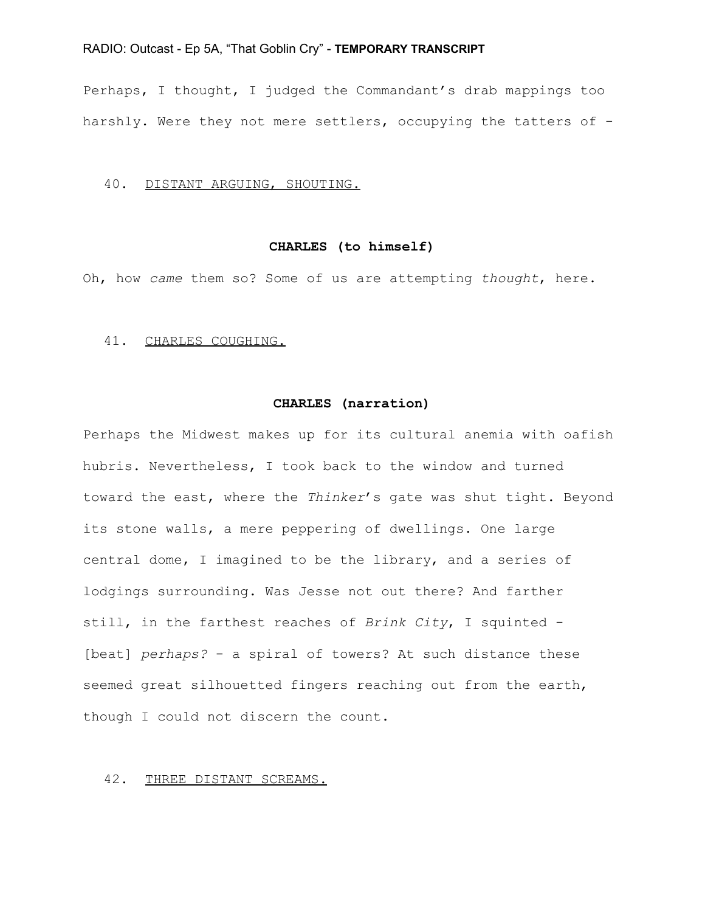Perhaps, I thought, I judged the Commandant's drab mappings too harshly. Were they not mere settlers, occupying the tatters of -

40. DISTANT ARGUING, SHOUTING.

**CHARLES (to himself)**

Oh, how *came* them so? Some of us are attempting *thought*, here.

41. CHARLES COUGHING.

**CHARLES (narration)**

Perhaps the Midwest makes up for its cultural anemia with oafish hubris. Nevertheless, I took back to the window and turned toward the east, where the *Thinker*'s gate was shut tight. Beyond its stone walls, a mere peppering of dwellings. One large central dome, I imagined to be the library, and a series of lodgings surrounding. Was Jesse not out there? And farther still, in the farthest reaches of *Brink City*, I squinted - [beat] *perhaps?* - a spiral of towers? At such distance these seemed great silhouetted fingers reaching out from the earth, though I could not discern the count.

42. THREE DISTANT SCREAMS.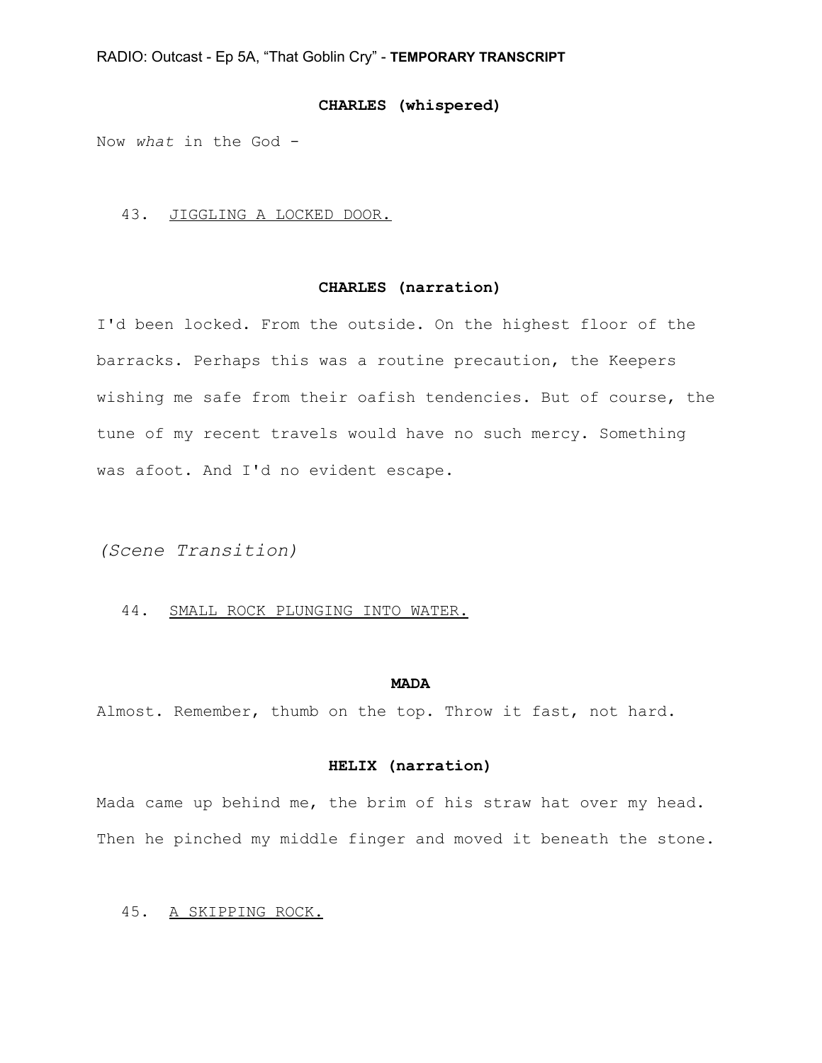**CHARLES (whispered)**

Now *what* in the God -

43. <u>JIGGLING A LOCKED DOOR.</u>

**CHARLES (narration)**

I'd been locked. From the outside. On the highest floor of the barracks. Perhaps this was a routine precaution, the Keepers wishing me safe from their oafish tendencies. But of course, the tune of my recent travels would have no such mercy. Something was afoot. And I'd no evident escape.

*(Scene Transition)*

44. <u>SMALL ROCK PLUNGING INTO WATER.</u>

**MADA**

Almost. Remember, thumb on the top. Throw it fast, not hard.

**HELIX (narration)**

Mada came up behind me, the brim of his straw hat over my head. Then he pinched my middle finger and moved it beneath the stone.

45. <u>A SKIPPING ROCK.</u>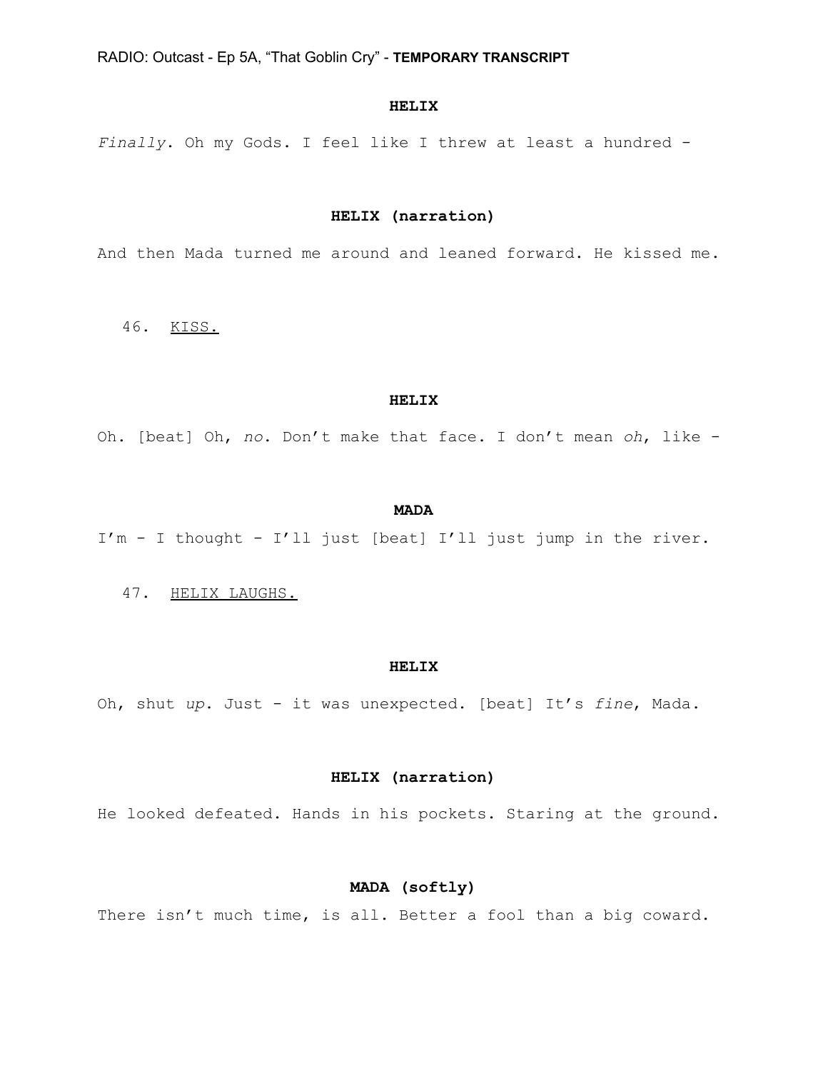**HELIX**

*Finally*. Oh my Gods. I feel like I threw at least a hundred -

**HELIX (narration)**

And then Mada turned me around and leaned forward. He kissed me.

46. <u>KISS.</u>

**HELIX**

Oh. [beat] Oh, *no*. Don't make that face. I don't mean *oh*, like -

**MADA**

I'm - I thought - I'll just [beat] I'll just jump in the river.

47. <u>HELIX LAUGHS.</u>

**HELIX**

Oh, shut *up*. Just - it was unexpected. [beat] It's *fine*, Mada.

**HELIX (narration)**

He looked defeated. Hands in his pockets. Staring at the ground.

**MADA (softly)**

There isn't much time, is all. Better a fool than a big coward.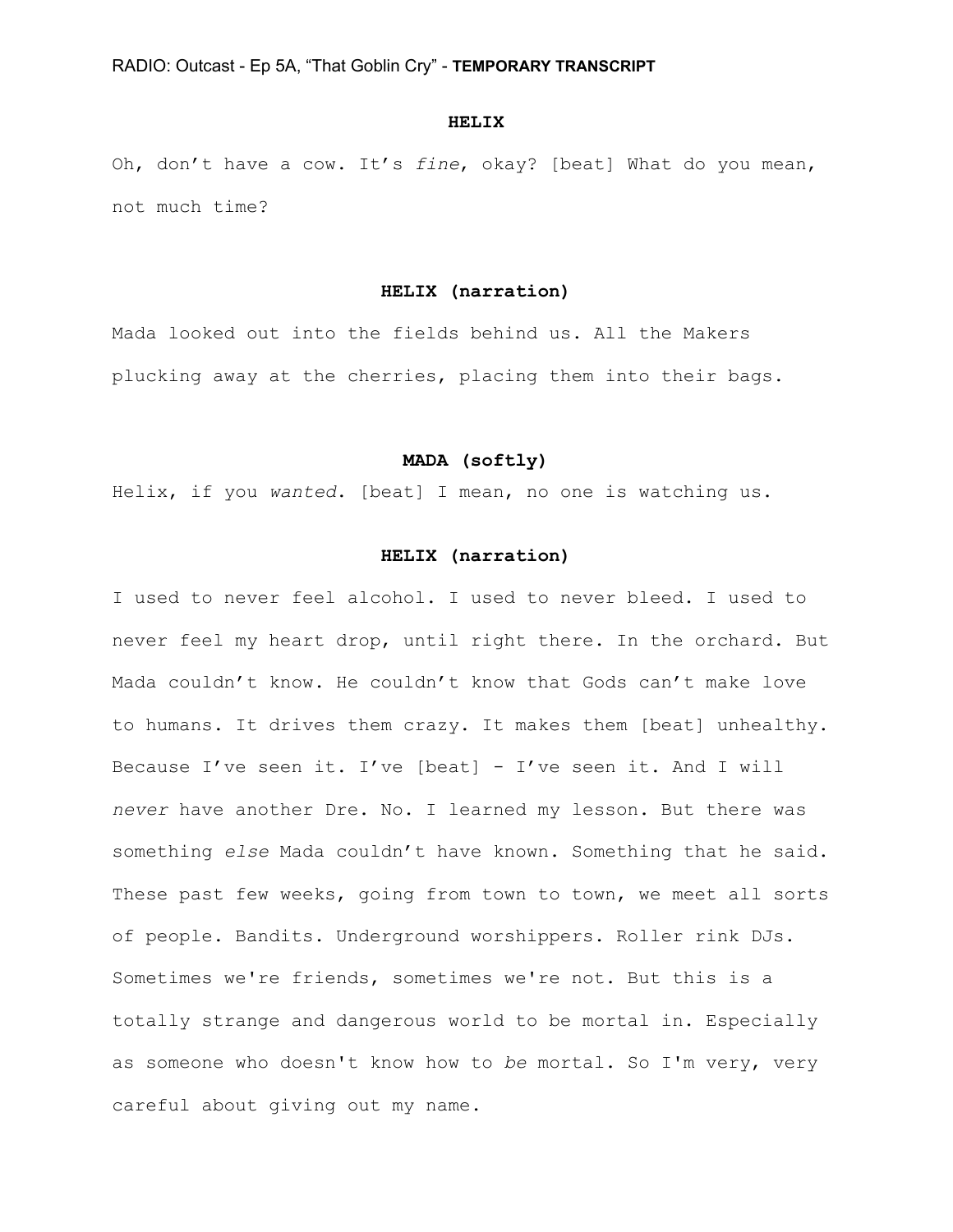**HELIX**

Oh, don't have a cow. It's *fine*, okay? [beat] What do you mean, not much time?

**HELIX (narration)**

Mada looked out into the fields behind us. All the Makers plucking away at the cherries, placing them into their bags.

**MADA (softly)**

Helix, if you *wanted*. [beat] I mean, no one is watching us.

**HELIX (narration)**

I used to never feel alcohol. I used to never bleed. I used to never feel my heart drop, until right there. In the orchard. But Mada couldn't know. He couldn't know that Gods can't make love to humans. It drives them crazy. It makes them [beat] unhealthy. Because I've seen it. I've [beat] - I've seen it. And I will *never* have another Dre. No. I learned my lesson. But there was something *else* Mada couldn't have known. Something that he said. These past few weeks, going from town to town, we meet all sorts of people. Bandits. Underground worshippers. Roller rink DJs. Sometimes we're friends, sometimes we're not. But this is a totally strange and dangerous world to be mortal in. Especially as someone who doesn't know how to *be* mortal. So I'm very, very careful about giving out my name.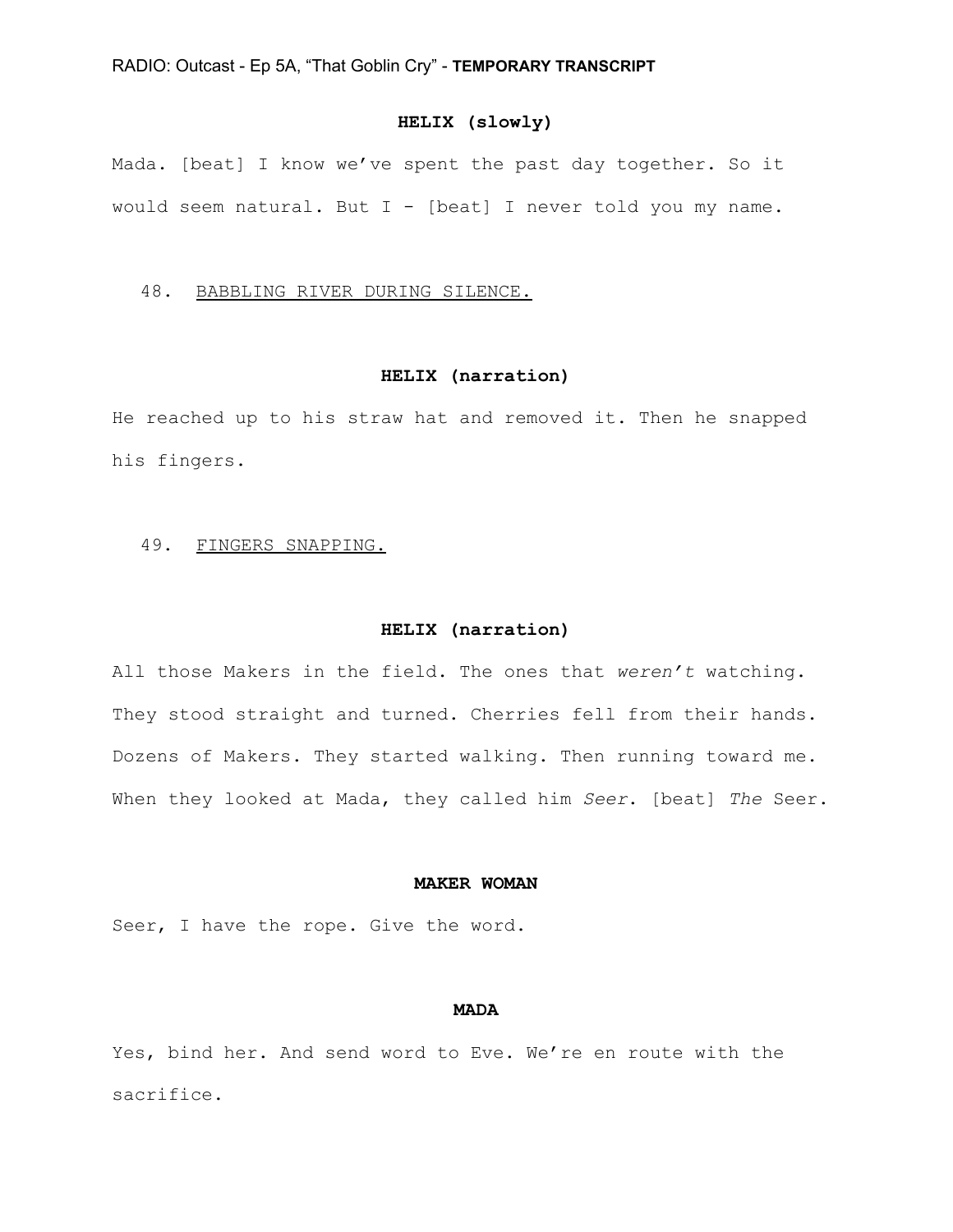**HELIX (slowly)**

Mada. [beat] I know we've spent the past day together. So it would seem natural. But I - [beat] I never told you my name.

48. <u>BABBLING RIVER DURING SILENCE.</u>

**HELIX (narration)**

He reached up to his straw hat and removed it. Then he snapped his fingers.

49. <u>FINGERS SNAPPING.</u>

**HELIX (narration)**

All those Makers in the field. The ones that *weren't* watching. They stood straight and turned. Cherries fell from their hands. Dozens of Makers. They started walking. Then running toward me. When they looked at Mada, they called him *Seer*. [beat] *The* Seer.

**MAKER WOMAN**

Seer, I have the rope. Give the word.

**MADA**

Yes, bind her. And send word to Eve. We're en route with the sacrifice.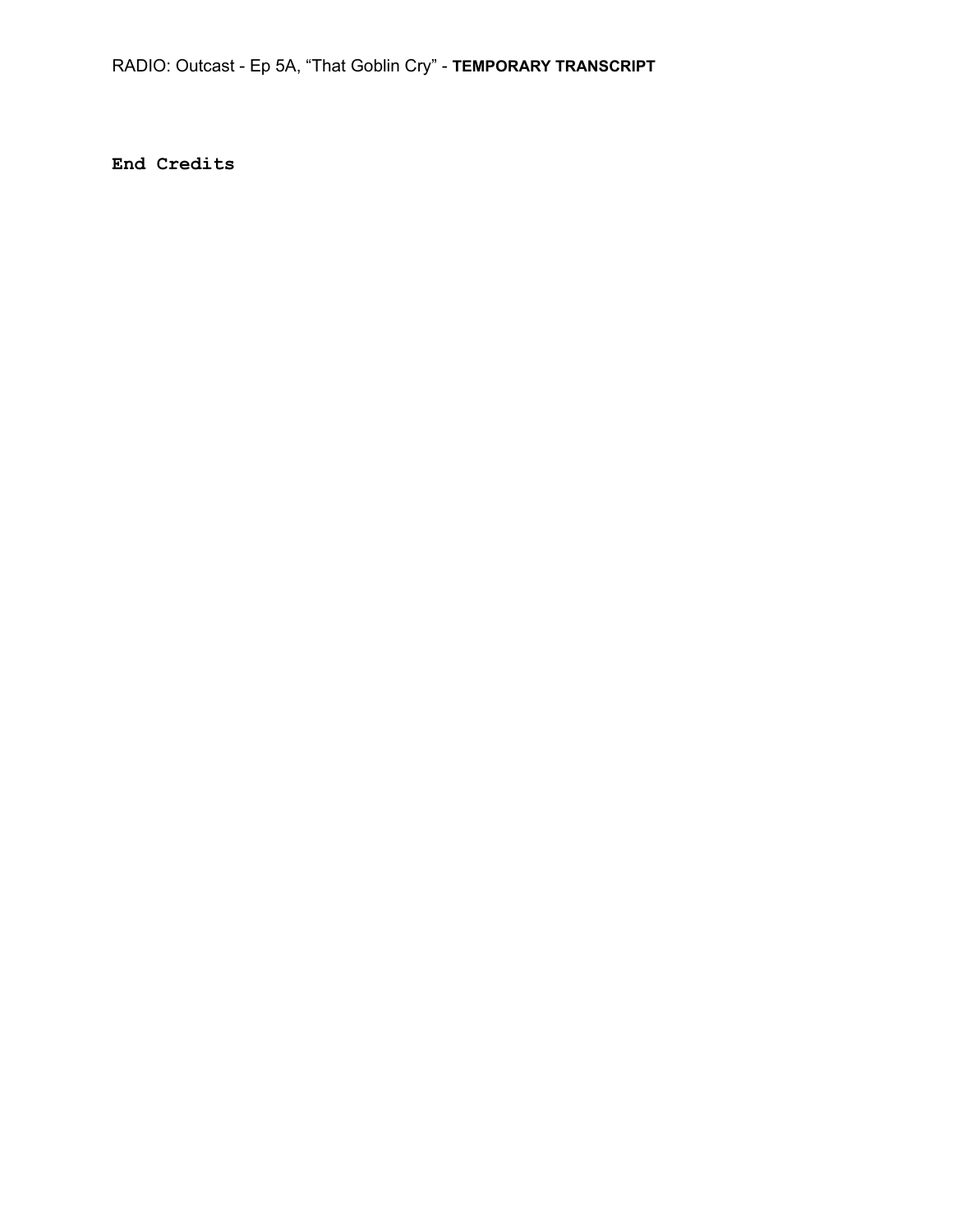**End Credits**